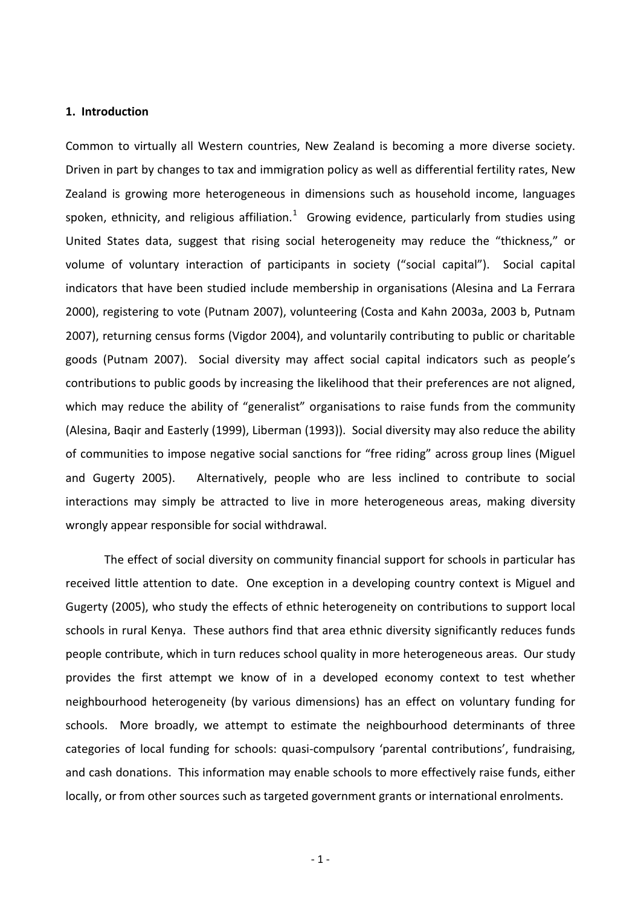## 1. Introduction

Common to virtually all Western countries, New Zealand is becoming a more diverse society. Driven in part by changes to tax and immigration policy as well as differential fertility rates, New Zealand is growing more heterogeneous in dimensions such as household income, languages spoken, ethnicity, and religious affiliation.[1] Growing evidence, particularly from studies using United States data, suggest that rising social heterogeneity may reduce the "thickness," or volume of voluntary interaction of participants in society ("social capital"). Social capital indicators that have been studied include membership in organisations (Alesina and La Ferrara 2000), registering to vote (Putnam 2007), volunteering (Costa and Kahn 2003a, 2003 b, Putnam 2007), returning census forms (Vigdor 2004), and voluntarily contributing to public or charitable goods (Putnam 2007). Social diversity may affect social capital indicators such as people's contributions to public goods by increasing the likelihood that their preferences are not aligned, which may reduce the ability of "generalist" organisations to raise funds from the community (Alesina, Baqir and Easterly (1999), Liberman (1993)). Social diversity may also reduce the ability of communities to impose negative social sanctions for "free riding" across group lines (Miguel and Gugerty 2005). Alternatively, people who are less inclined to contribute to social interactions may simply be attracted to live in more heterogeneous areas, making diversity wrongly appear responsible for social withdrawal.

The effect of social diversity on community financial support for schools in particular has received little attention to date. One exception in a developing country context is Miguel and Gugerty (2005), who study the effects of ethnic heterogeneity on contributions to support local schools in rural Kenya. These authors find that area ethnic diversity significantly reduces funds people contribute, which in turn reduces school quality in more heterogeneous areas. Our study provides the first attempt we know of in a developed economy context to test whether neighbourhood heterogeneity (by various dimensions) has an effect on voluntary funding for schools. More broadly, we attempt to estimate the neighbourhood determinants of three categories of local funding for schools: quasi-compulsory 'parental contributions', fundraising, and cash donations. This information may enable schools to more effectively raise funds, either locally, or from other sources such as targeted government grants or international enrolments.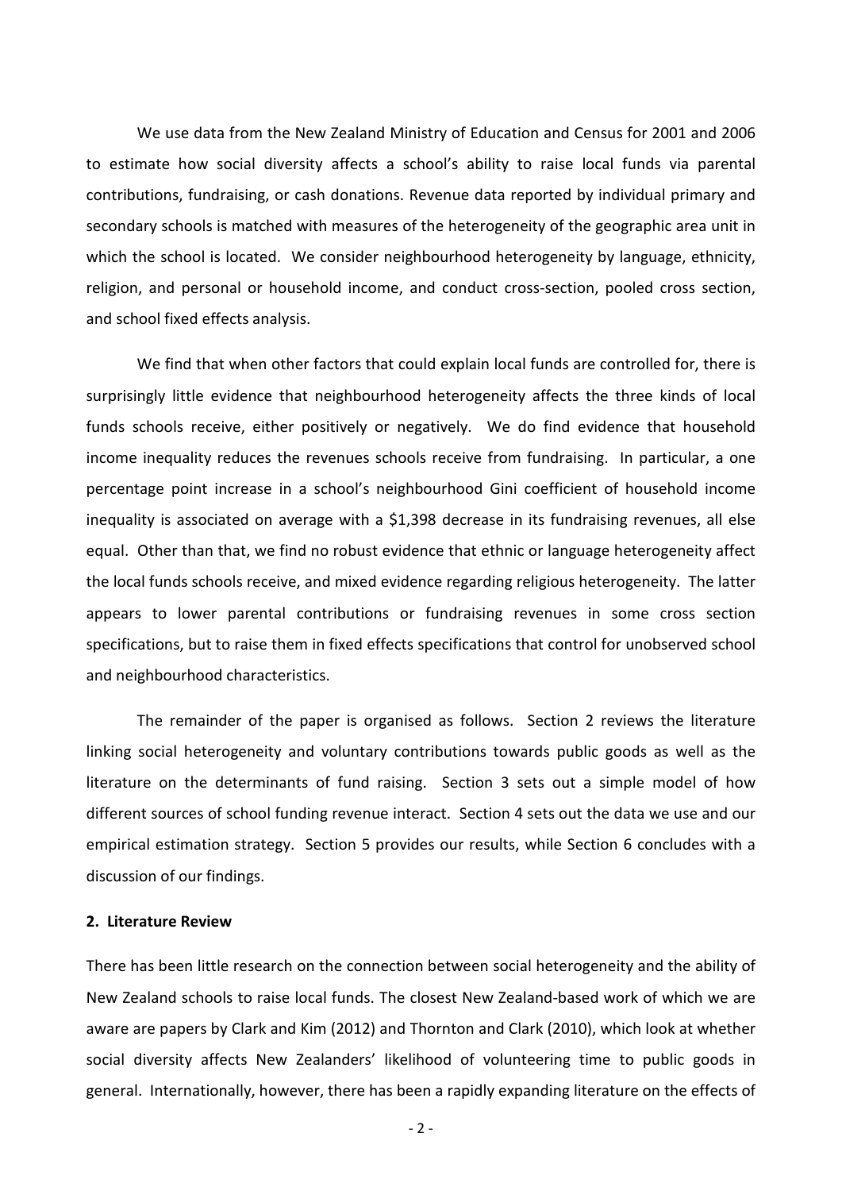We use data from the New Zealand Ministry of Education and Census for 2001 and 2006 to estimate how social diversity affects a school's ability to raise local funds via parental contributions, fundraising, or cash donations. Revenue data reported by individual primary and secondary schools is matched with measures of the heterogeneity of the geographic area unit in which the school is located. We consider neighbourhood heterogeneity by language, ethnicity, religion, and personal or household income, and conduct cross-section, pooled cross section, and school fixed effects analysis.

We find that when other factors that could explain local funds are controlled for, there is surprisingly little evidence that neighbourhood heterogeneity affects the three kinds of local funds schools receive, either positively or negatively. We do find evidence that household income inequality reduces the revenues schools receive from fundraising. In particular, a one percentage point increase in a school's neighbourhood Gini coefficient of household income inequality is associated on average with a $1,398 decrease in its fundraising revenues, all else equal. Other than that, we find no robust evidence that ethnic or language heterogeneity affect the local funds schools receive, and mixed evidence regarding religious heterogeneity. The latter appears to lower parental contributions or fundraising revenues in some cross section specifications, but to raise them in fixed effects specifications that control for unobserved school and neighbourhood characteristics.

The remainder of the paper is organised as follows. Section 2 reviews the literature linking social heterogeneity and voluntary contributions towards public goods as well as the literature on the determinants of fund raising. Section 3 sets out a simple model of how different sources of school funding revenue interact. Section 4 sets out the data we use and our empirical estimation strategy. Section 5 provides our results, while Section 6 concludes with a discussion of our findings.

## 2. Literature Review

There has been little research on the connection between social heterogeneity and the ability of New Zealand schools to raise local funds. The closest New Zealand-based work of which we are aware are papers by Clark and Kim (2012) and Thornton and Clark (2010), which look at whether social diversity affects New Zealanders' likelihood of volunteering time to public goods in general. Internationally, however, there has been a rapidly expanding literature on the effects of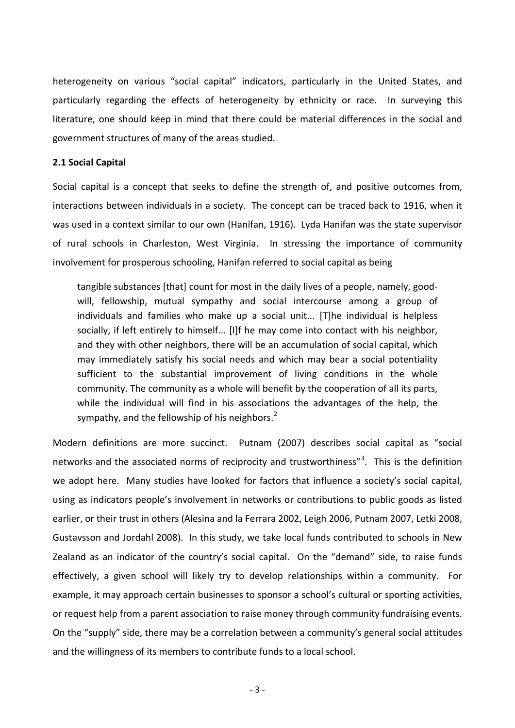heterogeneity on various "social capital" indicators, particularly in the United States, and particularly regarding the effects of heterogeneity by ethnicity or race. In surveying this literature, one should keep in mind that there could be material differences in the social and government structures of many of the areas studied.

### 2.1 Social Capital

Social capital is a concept that seeks to define the strength of, and positive outcomes from, interactions between individuals in a society. The concept can be traced back to 1916, when it was used in a context similar to our own (Hanifan, 1916). Lyda Hanifan was the state supervisor of rural schools in Charleston, West Virginia. In stressing the importance of community involvement for prosperous schooling, Hanifan referred to social capital as being

> tangible substances [that] count for most in the daily lives of a people, namely, good-will, fellowship, mutual sympathy and social intercourse among a group of individuals and families who make up a social unit... [T]he individual is helpless socially, if left entirely to himself... [I]f he may come into contact with his neighbor, and they with other neighbors, there will be an accumulation of social capital, which may immediately satisfy his social needs and which may bear a social potentiality sufficient to the substantial improvement of living conditions in the whole community. The community as a whole will benefit by the cooperation of all its parts, while the individual will find in his associations the advantages of the help, the sympathy, and the fellowship of his neighbors.[2]

Modern definitions are more succinct. Putnam (2007) describes social capital as "social networks and the associated norms of reciprocity and trustworthiness"[3]. This is the definition we adopt here. Many studies have looked for factors that influence a society's social capital, using as indicators people's involvement in networks or contributions to public goods as listed earlier, or their trust in others (Alesina and la Ferrara 2002, Leigh 2006, Putnam 2007, Letki 2008, Gustavsson and Jordahl 2008). In this study, we take local funds contributed to schools in New Zealand as an indicator of the country's social capital. On the "demand" side, to raise funds effectively, a given school will likely try to develop relationships within a community. For example, it may approach certain businesses to sponsor a school's cultural or sporting activities, or request help from a parent association to raise money through community fundraising events. On the "supply" side, there may be a correlation between a community's general social attitudes and the willingness of its members to contribute funds to a local school.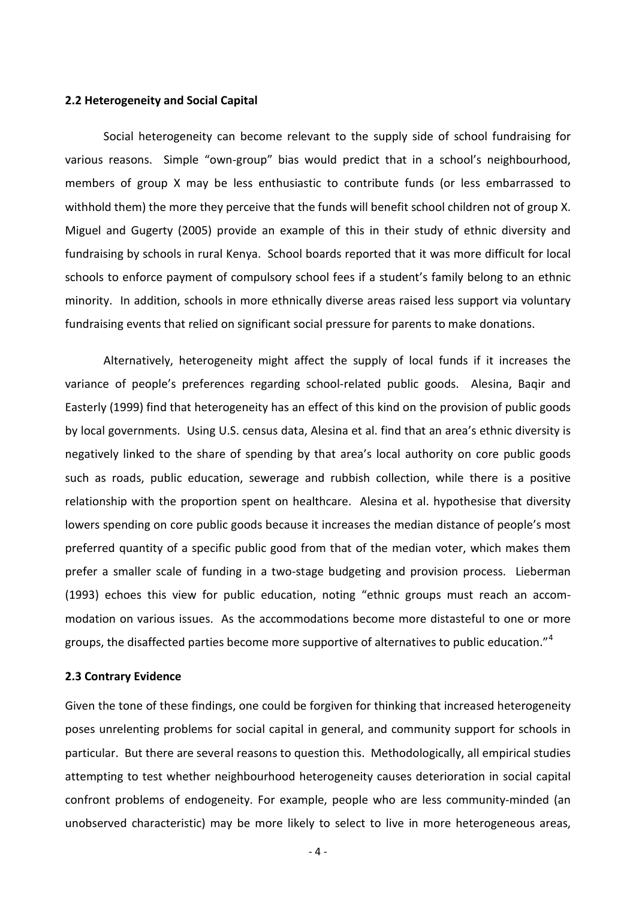### 2.2 Heterogeneity and Social Capital

Social heterogeneity can become relevant to the supply side of school fundraising for various reasons. Simple "own-group" bias would predict that in a school's neighbourhood, members of group X may be less enthusiastic to contribute funds (or less embarrassed to withhold them) the more they perceive that the funds will benefit school children not of group X. Miguel and Gugerty (2005) provide an example of this in their study of ethnic diversity and fundraising by schools in rural Kenya. School boards reported that it was more difficult for local schools to enforce payment of compulsory school fees if a student's family belong to an ethnic minority. In addition, schools in more ethnically diverse areas raised less support via voluntary fundraising events that relied on significant social pressure for parents to make donations.

Alternatively, heterogeneity might affect the supply of local funds if it increases the variance of people's preferences regarding school-related public goods. Alesina, Baqir and Easterly (1999) find that heterogeneity has an effect of this kind on the provision of public goods by local governments. Using U.S. census data, Alesina et al. find that an area's ethnic diversity is negatively linked to the share of spending by that area's local authority on core public goods such as roads, public education, sewerage and rubbish collection, while there is a positive relationship with the proportion spent on healthcare. Alesina et al. hypothesise that diversity lowers spending on core public goods because it increases the median distance of people's most preferred quantity of a specific public good from that of the median voter, which makes them prefer a smaller scale of funding in a two-stage budgeting and provision process. Lieberman (1993) echoes this view for public education, noting "ethnic groups must reach an accommodation on various issues. As the accommodations become more distasteful to one or more groups, the disaffected parties become more supportive of alternatives to public education."[4]

### 2.3 Contrary Evidence

Given the tone of these findings, one could be forgiven for thinking that increased heterogeneity poses unrelenting problems for social capital in general, and community support for schools in particular. But there are several reasons to question this. Methodologically, all empirical studies attempting to test whether neighbourhood heterogeneity causes deterioration in social capital confront problems of endogeneity. For example, people who are less community-minded (an unobserved characteristic) may be more likely to select to live in more heterogeneous areas,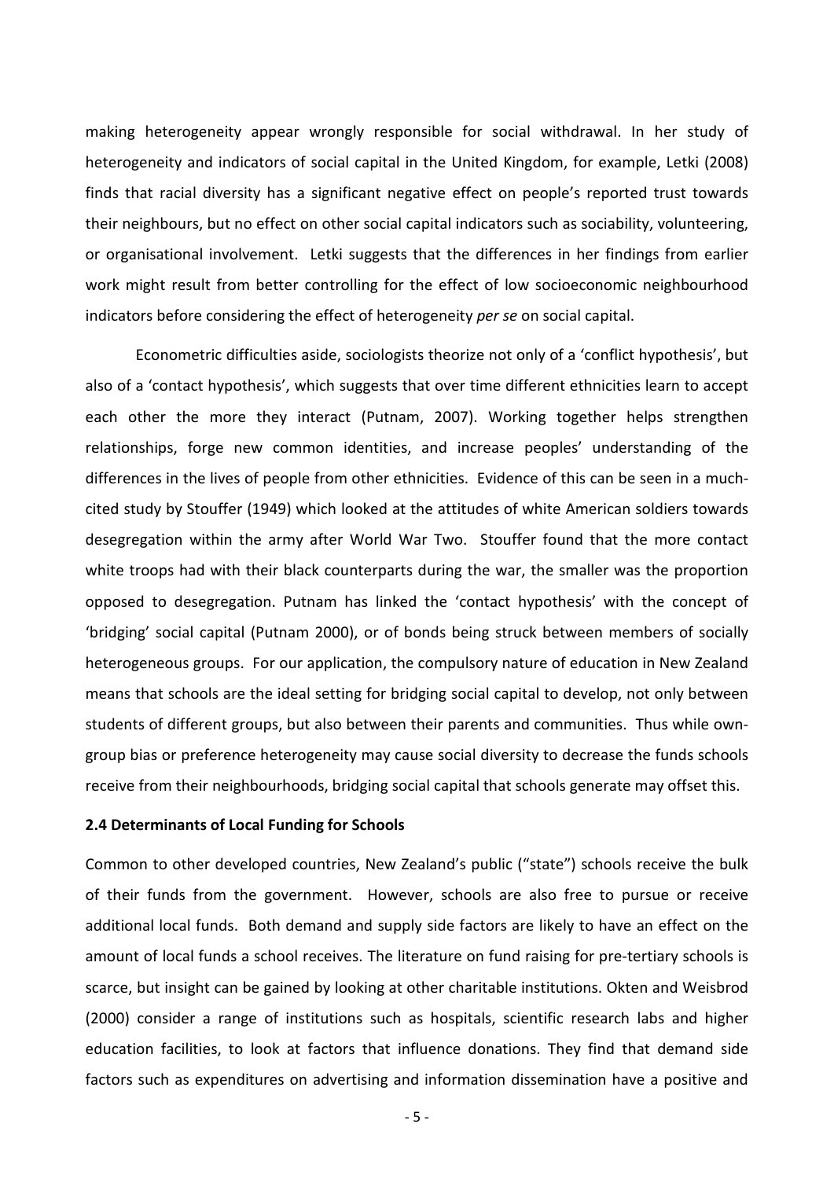making heterogeneity appear wrongly responsible for social withdrawal. In her study of heterogeneity and indicators of social capital in the United Kingdom, for example, Letki (2008) finds that racial diversity has a significant negative effect on people's reported trust towards their neighbours, but no effect on other social capital indicators such as sociability, volunteering, or organisational involvement. Letki suggests that the differences in her findings from earlier work might result from better controlling for the effect of low socioeconomic neighbourhood indicators before considering the effect of heterogeneity *per se* on social capital.

Econometric difficulties aside, sociologists theorize not only of a 'conflict hypothesis', but also of a 'contact hypothesis', which suggests that over time different ethnicities learn to accept each other the more they interact (Putnam, 2007). Working together helps strengthen relationships, forge new common identities, and increase peoples' understanding of the differences in the lives of people from other ethnicities. Evidence of this can be seen in a much-cited study by Stouffer (1949) which looked at the attitudes of white American soldiers towards desegregation within the army after World War Two. Stouffer found that the more contact white troops had with their black counterparts during the war, the smaller was the proportion opposed to desegregation. Putnam has linked the 'contact hypothesis' with the concept of 'bridging' social capital (Putnam 2000), or of bonds being struck between members of socially heterogeneous groups. For our application, the compulsory nature of education in New Zealand means that schools are the ideal setting for bridging social capital to develop, not only between students of different groups, but also between their parents and communities. Thus while own-group bias or preference heterogeneity may cause social diversity to decrease the funds schools receive from their neighbourhoods, bridging social capital that schools generate may offset this.

### 2.4 Determinants of Local Funding for Schools

Common to other developed countries, New Zealand's public ("state") schools receive the bulk of their funds from the government. However, schools are also free to pursue or receive additional local funds. Both demand and supply side factors are likely to have an effect on the amount of local funds a school receives. The literature on fund raising for pre-tertiary schools is scarce, but insight can be gained by looking at other charitable institutions. Okten and Weisbrod (2000) consider a range of institutions such as hospitals, scientific research labs and higher education facilities, to look at factors that influence donations. They find that demand side factors such as expenditures on advertising and information dissemination have a positive and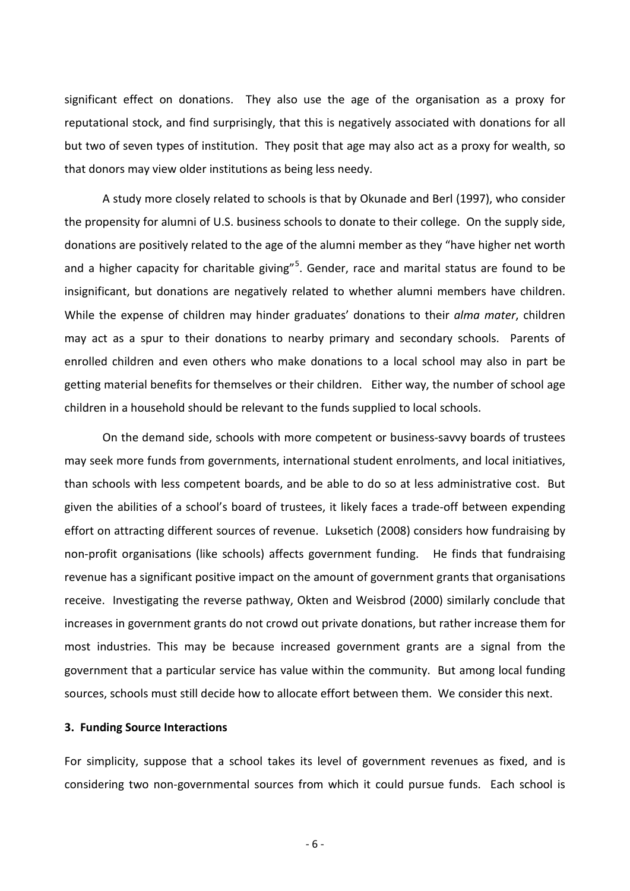significant effect on donations. They also use the age of the organisation as a proxy for reputational stock, and find surprisingly, that this is negatively associated with donations for all but two of seven types of institution. They posit that age may also act as a proxy for wealth, so that donors may view older institutions as being less needy.

A study more closely related to schools is that by Okunade and Berl (1997), who consider the propensity for alumni of U.S. business schools to donate to their college. On the supply side, donations are positively related to the age of the alumni member as they "have higher net worth and a higher capacity for charitable giving"[5]. Gender, race and marital status are found to be insignificant, but donations are negatively related to whether alumni members have children. While the expense of children may hinder graduates' donations to their *alma mater*, children may act as a spur to their donations to nearby primary and secondary schools. Parents of enrolled children and even others who make donations to a local school may also in part be getting material benefits for themselves or their children. Either way, the number of school age children in a household should be relevant to the funds supplied to local schools.

On the demand side, schools with more competent or business-savvy boards of trustees may seek more funds from governments, international student enrolments, and local initiatives, than schools with less competent boards, and be able to do so at less administrative cost. But given the abilities of a school's board of trustees, it likely faces a trade-off between expending effort on attracting different sources of revenue. Luksetich (2008) considers how fundraising by non-profit organisations (like schools) affects government funding. He finds that fundraising revenue has a significant positive impact on the amount of government grants that organisations receive. Investigating the reverse pathway, Okten and Weisbrod (2000) similarly conclude that increases in government grants do not crowd out private donations, but rather increase them for most industries. This may be because increased government grants are a signal from the government that a particular service has value within the community. But among local funding sources, schools must still decide how to allocate effort between them. We consider this next.

## 3. Funding Source Interactions

For simplicity, suppose that a school takes its level of government revenues as fixed, and is considering two non-governmental sources from which it could pursue funds. Each school is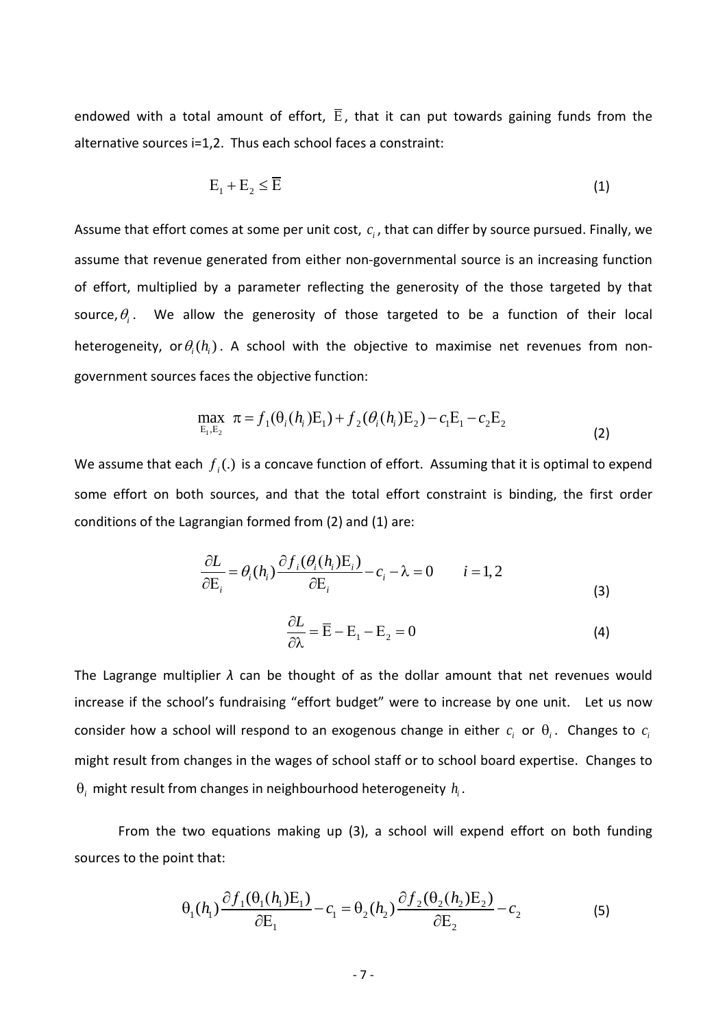endowed with a total amount of effort, $\overline{\mathrm{E}}$, that it can put towards gaining funds from the alternative sources i=1,2. Thus each school faces a constraint:

$$\mathrm{E}_1 + \mathrm{E}_2 \leq \overline{\mathrm{E}} \tag{1}$$

Assume that effort comes at some per unit cost, $c_i$, that can differ by source pursued. Finally, we assume that revenue generated from either non-governmental source is an increasing function of effort, multiplied by a parameter reflecting the generosity of the those targeted by that source, $\theta_i$. We allow the generosity of those targeted to be a function of their local heterogeneity, or $\theta_i(h_i)$. A school with the objective to maximise net revenues from non-government sources faces the objective function:

$$\max_{\mathrm{E}_1,\mathrm{E}_2} \ \pi = f_1(\theta_i(h_i)\mathrm{E}_1) + f_2(\theta_i(h_i)\mathrm{E}_2) - c_1\mathrm{E}_1 - c_2\mathrm{E}_2 \tag{2}$$

We assume that each $f_i(.)$ is a concave function of effort. Assuming that it is optimal to expend some effort on both sources, and that the total effort constraint is binding, the first order conditions of the Lagrangian formed from (2) and (1) are:

$$\frac{\partial L}{\partial \mathrm{E}_i} = \theta_i(h_i)\frac{\partial f_i(\theta_i(h_i)\mathrm{E}_i)}{\partial \mathrm{E}_i} - c_i - \lambda = 0 \qquad i = 1,2 \tag{3}$$

$$\frac{\partial L}{\partial \lambda} = \overline{\mathrm{E}} - \mathrm{E}_1 - \mathrm{E}_2 = 0 \tag{4}$$

The Lagrange multiplier $\lambda$ can be thought of as the dollar amount that net revenues would increase if the school's fundraising "effort budget" were to increase by one unit. Let us now consider how a school will respond to an exogenous change in either $c_i$ or $\theta_i$. Changes to $c_i$ might result from changes in the wages of school staff or to school board expertise. Changes to $\theta_i$ might result from changes in neighbourhood heterogeneity $h_i$.

From the two equations making up (3), a school will expend effort on both funding sources to the point that:

$$\theta_1(h_1)\frac{\partial f_1(\theta_1(h_1)\mathrm{E}_1)}{\partial \mathrm{E}_1} - c_1 = \theta_2(h_2)\frac{\partial f_2(\theta_2(h_2)\mathrm{E}_2)}{\partial \mathrm{E}_2} - c_2 \tag{5}$$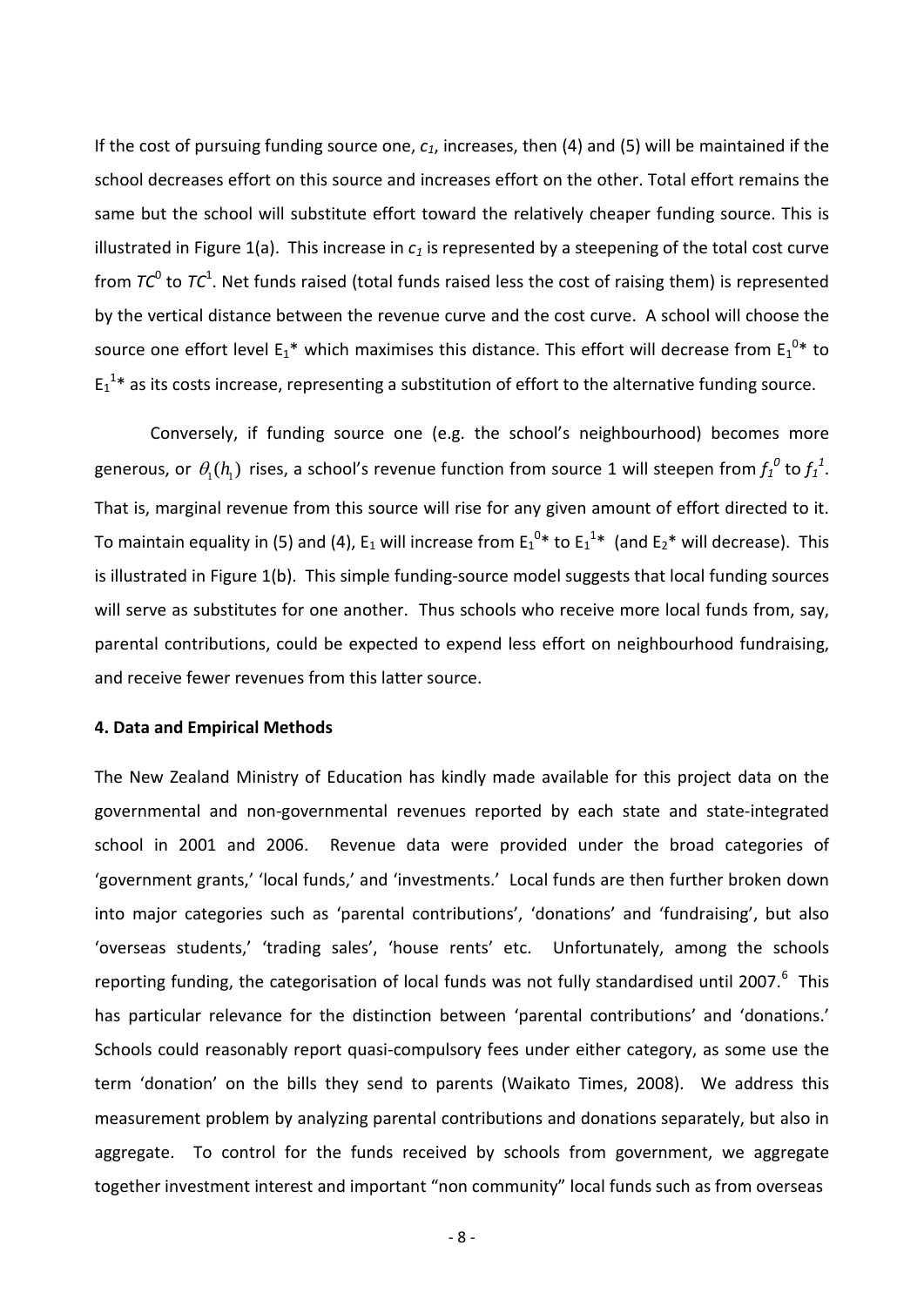If the cost of pursuing funding source one, $c_1$, increases, then (4) and (5) will be maintained if the school decreases effort on this source and increases effort on the other. Total effort remains the same but the school will substitute effort toward the relatively cheaper funding source. This is illustrated in Figure 1(a). This increase in $c_1$ is represented by a steepening of the total cost curve from $TC^0$ to $TC^1$. Net funds raised (total funds raised less the cost of raising them) is represented by the vertical distance between the revenue curve and the cost curve. A school will choose the source one effort level $E_1^*$ which maximises this distance. This effort will decrease from $E_1^{0}*$ to $E_1^{1}*$ as its costs increase, representing a substitution of effort to the alternative funding source.

Conversely, if funding source one (e.g. the school's neighbourhood) becomes more generous, or $\theta_1(h_1)$ rises, a school's revenue function from source 1 will steepen from $f_1^0$ to $f_1^1$. That is, marginal revenue from this source will rise for any given amount of effort directed to it. To maintain equality in (5) and (4), $E_1$ will increase from $E_1^{0}*$ to $E_1^{1}*$ (and $E_2^*$ will decrease). This is illustrated in Figure 1(b). This simple funding-source model suggests that local funding sources will serve as substitutes for one another. Thus schools who receive more local funds from, say, parental contributions, could be expected to expend less effort on neighbourhood fundraising, and receive fewer revenues from this latter source.

**4. Data and Empirical Methods**

The New Zealand Ministry of Education has kindly made available for this project data on the governmental and non-governmental revenues reported by each state and state-integrated school in 2001 and 2006. Revenue data were provided under the broad categories of 'government grants,' 'local funds,' and 'investments.' Local funds are then further broken down into major categories such as 'parental contributions', 'donations' and 'fundraising', but also 'overseas students,' 'trading sales', 'house rents' etc. Unfortunately, among the schools reporting funding, the categorisation of local funds was not fully standardised until 2007.[6] This has particular relevance for the distinction between 'parental contributions' and 'donations.' Schools could reasonably report quasi-compulsory fees under either category, as some use the term 'donation' on the bills they send to parents (Waikato Times, 2008). We address this measurement problem by analyzing parental contributions and donations separately, but also in aggregate. To control for the funds received by schools from government, we aggregate together investment interest and important "non community" local funds such as from overseas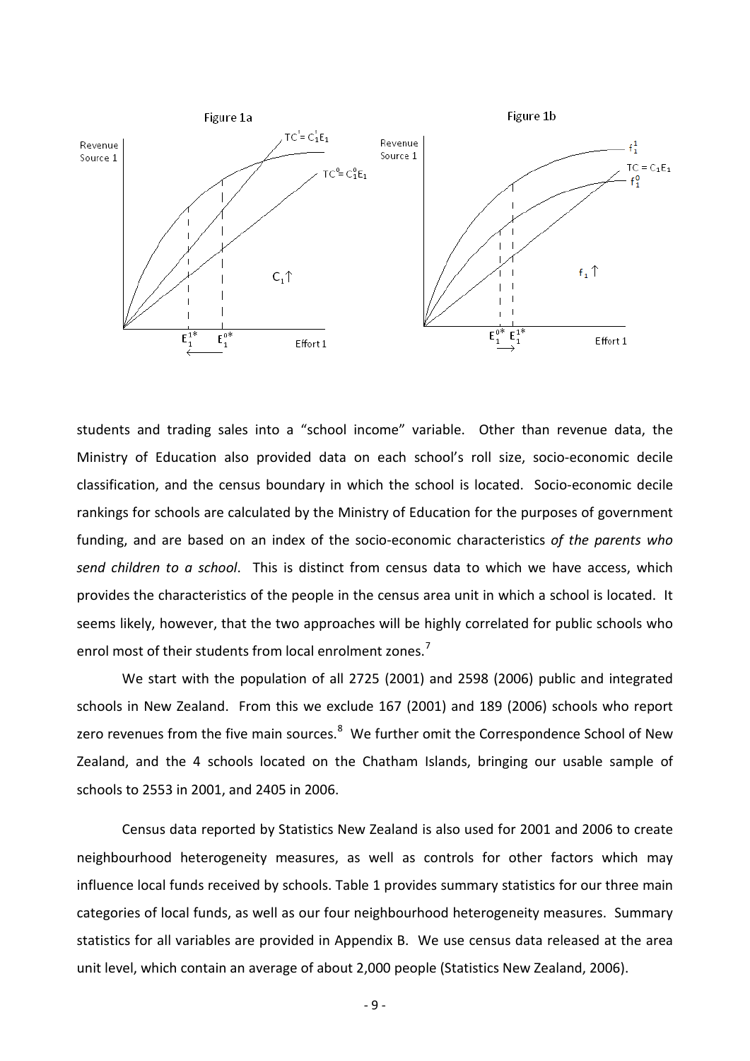Figure 1a

Figure 1b

students and trading sales into a “school income” variable. Other than revenue data, the Ministry of Education also provided data on each school’s roll size, socio-economic decile classification, and the census boundary in which the school is located. Socio-economic decile rankings for schools are calculated by the Ministry of Education for the purposes of government funding, and are based on an index of the socio-economic characteristics *of the parents who send children to a school*. This is distinct from census data to which we have access, which provides the characteristics of the people in the census area unit in which a school is located. It seems likely, however, that the two approaches will be highly correlated for public schools who enrol most of their students from local enrolment zones.[7]

We start with the population of all 2725 (2001) and 2598 (2006) public and integrated schools in New Zealand. From this we exclude 167 (2001) and 189 (2006) schools who report zero revenues from the five main sources.[8] We further omit the Correspondence School of New Zealand, and the 4 schools located on the Chatham Islands, bringing our usable sample of schools to 2553 in 2001, and 2405 in 2006.

Census data reported by Statistics New Zealand is also used for 2001 and 2006 to create neighbourhood heterogeneity measures, as well as controls for other factors which may influence local funds received by schools. Table 1 provides summary statistics for our three main categories of local funds, as well as our four neighbourhood heterogeneity measures. Summary statistics for all variables are provided in Appendix B. We use census data released at the area unit level, which contain an average of about 2,000 people (Statistics New Zealand, 2006).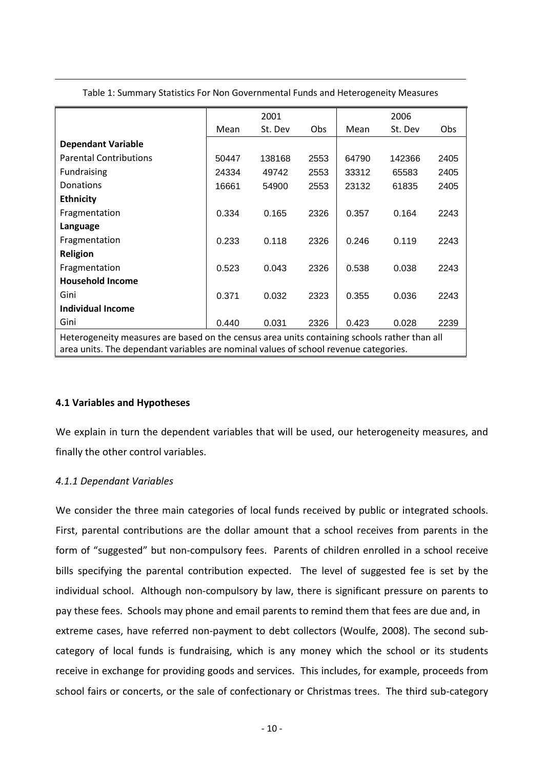Table 1: Summary Statistics For Non Governmental Funds and Heterogeneity Measures

| | 2001 | | | 2006 | | |
|---|---|---|---|---|---|---|
| | Mean | St. Dev | Obs | Mean | St. Dev | Obs |
| **Dependant Variable** | | | | | | |
| Parental Contributions | 50447 | 138168 | 2553 | 64790 | 142366 | 2405 |
| Fundraising | 24334 | 49742 | 2553 | 33312 | 65583 | 2405 |
| Donations | 16661 | 54900 | 2553 | 23132 | 61835 | 2405 |
| **Ethnicity** | | | | | | |
| Fragmentation | 0.334 | 0.165 | 2326 | 0.357 | 0.164 | 2243 |
| **Language** | | | | | | |
| Fragmentation | 0.233 | 0.118 | 2326 | 0.246 | 0.119 | 2243 |
| **Religion** | | | | | | |
| Fragmentation | 0.523 | 0.043 | 2326 | 0.538 | 0.038 | 2243 |
| **Household Income** | | | | | | |
| Gini | 0.371 | 0.032 | 2323 | 0.355 | 0.036 | 2243 |
| **Individual Income** | | | | | | |
| Gini | 0.440 | 0.031 | 2326 | 0.423 | 0.028 | 2239 |

Heterogeneity measures are based on the census area units containing schools rather than all area units. The dependant variables are nominal values of school revenue categories.

### 4.1 Variables and Hypotheses

We explain in turn the dependent variables that will be used, our heterogeneity measures, and finally the other control variables.

#### *4.1.1 Dependant Variables*

We consider the three main categories of local funds received by public or integrated schools. First, parental contributions are the dollar amount that a school receives from parents in the form of "suggested" but non-compulsory fees. Parents of children enrolled in a school receive bills specifying the parental contribution expected. The level of suggested fee is set by the individual school. Although non-compulsory by law, there is significant pressure on parents to pay these fees. Schools may phone and email parents to remind them that fees are due and, in extreme cases, have referred non-payment to debt collectors (Woulfe, 2008). The second sub-category of local funds is fundraising, which is any money which the school or its students receive in exchange for providing goods and services. This includes, for example, proceeds from school fairs or concerts, or the sale of confectionary or Christmas trees. The third sub-category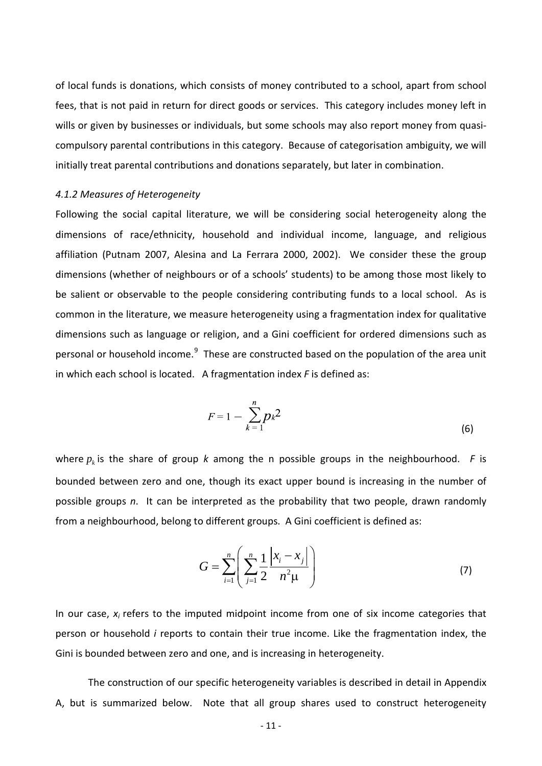of local funds is donations, which consists of money contributed to a school, apart from school fees, that is not paid in return for direct goods or services. This category includes money left in wills or given by businesses or individuals, but some schools may also report money from quasi-compulsory parental contributions in this category. Because of categorisation ambiguity, we will initially treat parental contributions and donations separately, but later in combination.

#### *4.1.2 Measures of Heterogeneity*

Following the social capital literature, we will be considering social heterogeneity along the dimensions of race/ethnicity, household and individual income, language, and religious affiliation (Putnam 2007, Alesina and La Ferrara 2000, 2002). We consider these the group dimensions (whether of neighbours or of a schools' students) to be among those most likely to be salient or observable to the people considering contributing funds to a local school. As is common in the literature, we measure heterogeneity using a fragmentation index for qualitative dimensions such as language or religion, and a Gini coefficient for ordered dimensions such as personal or household income.[9] These are constructed based on the population of the area unit in which each school is located. A fragmentation index *F* is defined as:

$$F = 1 - \sum_{k=1}^{n} p_k^2 \tag{6}$$

where $p_k$ is the share of group *k* among the n possible groups in the neighbourhood. *F* is bounded between zero and one, though its exact upper bound is increasing in the number of possible groups *n*. It can be interpreted as the probability that two people, drawn randomly from a neighbourhood, belong to different groups. A Gini coefficient is defined as:

$$G = \sum_{i=1}^{n} \left( \sum_{j=1}^{n} \frac{1}{2} \frac{|x_i - x_j|}{n^2 \mu} \right) \tag{7}$$

In our case, $x_i$ refers to the imputed midpoint income from one of six income categories that person or household *i* reports to contain their true income. Like the fragmentation index, the Gini is bounded between zero and one, and is increasing in heterogeneity.

The construction of our specific heterogeneity variables is described in detail in Appendix A, but is summarized below. Note that all group shares used to construct heterogeneity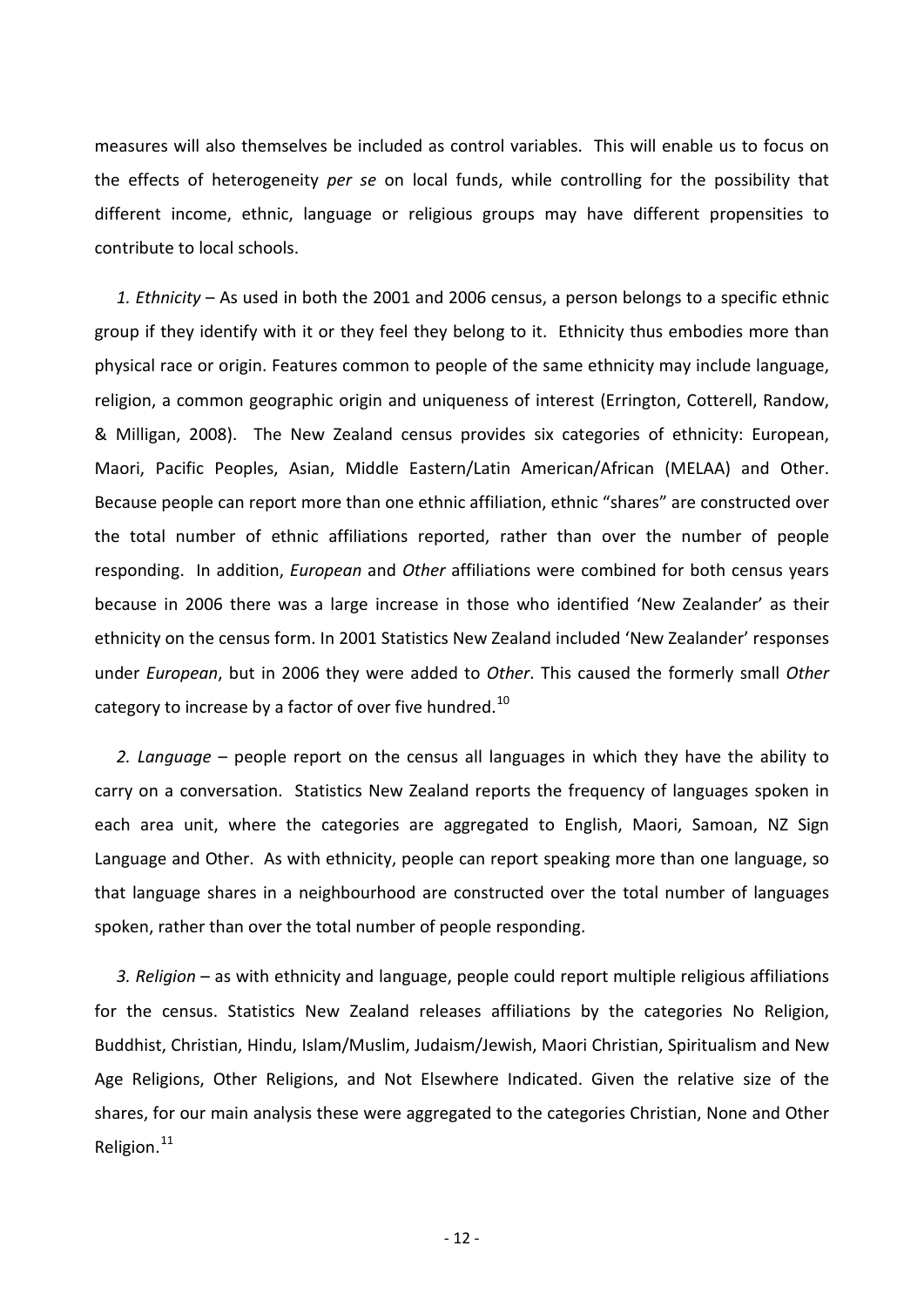measures will also themselves be included as control variables. This will enable us to focus on the effects of heterogeneity *per se* on local funds, while controlling for the possibility that different income, ethnic, language or religious groups may have different propensities to contribute to local schools.

*1. Ethnicity* – As used in both the 2001 and 2006 census, a person belongs to a specific ethnic group if they identify with it or they feel they belong to it. Ethnicity thus embodies more than physical race or origin. Features common to people of the same ethnicity may include language, religion, a common geographic origin and uniqueness of interest (Errington, Cotterell, Randow, & Milligan, 2008). The New Zealand census provides six categories of ethnicity: European, Maori, Pacific Peoples, Asian, Middle Eastern/Latin American/African (MELAA) and Other. Because people can report more than one ethnic affiliation, ethnic "shares" are constructed over the total number of ethnic affiliations reported, rather than over the number of people responding. In addition, *European* and *Other* affiliations were combined for both census years because in 2006 there was a large increase in those who identified 'New Zealander' as their ethnicity on the census form. In 2001 Statistics New Zealand included 'New Zealander' responses under *European*, but in 2006 they were added to *Other*. This caused the formerly small *Other* category to increase by a factor of over five hundred.[10]

*2. Language* – people report on the census all languages in which they have the ability to carry on a conversation. Statistics New Zealand reports the frequency of languages spoken in each area unit, where the categories are aggregated to English, Maori, Samoan, NZ Sign Language and Other. As with ethnicity, people can report speaking more than one language, so that language shares in a neighbourhood are constructed over the total number of languages spoken, rather than over the total number of people responding.

*3. Religion* – as with ethnicity and language, people could report multiple religious affiliations for the census. Statistics New Zealand releases affiliations by the categories No Religion, Buddhist, Christian, Hindu, Islam/Muslim, Judaism/Jewish, Maori Christian, Spiritualism and New Age Religions, Other Religions, and Not Elsewhere Indicated. Given the relative size of the shares, for our main analysis these were aggregated to the categories Christian, None and Other Religion.[11]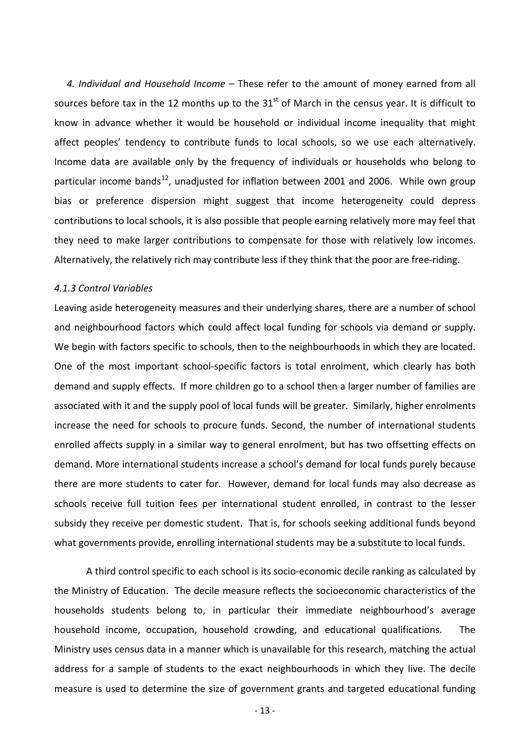*4. Individual and Household Income* – These refer to the amount of money earned from all sources before tax in the 12 months up to the 31st of March in the census year. It is difficult to know in advance whether it would be household or individual income inequality that might affect peoples' tendency to contribute funds to local schools, so we use each alternatively. Income data are available only by the frequency of individuals or households who belong to particular income bands[12], unadjusted for inflation between 2001 and 2006. While own group bias or preference dispersion might suggest that income heterogeneity could depress contributions to local schools, it is also possible that people earning relatively more may feel that they need to make larger contributions to compensate for those with relatively low incomes. Alternatively, the relatively rich may contribute less if they think that the poor are free-riding.

### *4.1.3 Control Variables*

Leaving aside heterogeneity measures and their underlying shares, there are a number of school and neighbourhood factors which could affect local funding for schools via demand or supply. We begin with factors specific to schools, then to the neighbourhoods in which they are located. One of the most important school-specific factors is total enrolment, which clearly has both demand and supply effects. If more children go to a school then a larger number of families are associated with it and the supply pool of local funds will be greater. Similarly, higher enrolments increase the need for schools to procure funds. Second, the number of international students enrolled affects supply in a similar way to general enrolment, but has two offsetting effects on demand. More international students increase a school's demand for local funds purely because there are more students to cater for. However, demand for local funds may also decrease as schools receive full tuition fees per international student enrolled, in contrast to the lesser subsidy they receive per domestic student. That is, for schools seeking additional funds beyond what governments provide, enrolling international students may be a substitute to local funds.

A third control specific to each school is its socio-economic decile ranking as calculated by the Ministry of Education. The decile measure reflects the socioeconomic characteristics of the households students belong to, in particular their immediate neighbourhood's average household income, occupation, household crowding, and educational qualifications. The Ministry uses census data in a manner which is unavailable for this research, matching the actual address for a sample of students to the exact neighbourhoods in which they live. The decile measure is used to determine the size of government grants and targeted educational funding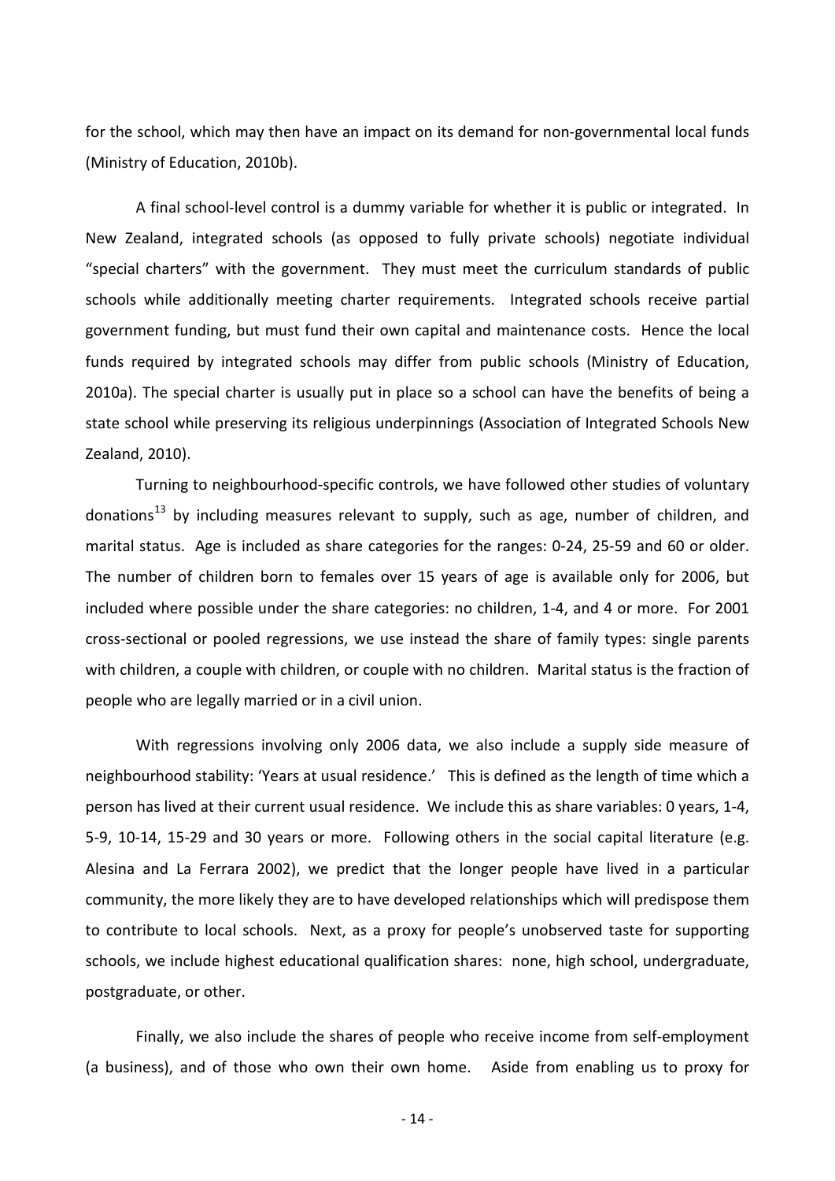for the school, which may then have an impact on its demand for non-governmental local funds (Ministry of Education, 2010b).

A final school-level control is a dummy variable for whether it is public or integrated. In New Zealand, integrated schools (as opposed to fully private schools) negotiate individual "special charters" with the government. They must meet the curriculum standards of public schools while additionally meeting charter requirements. Integrated schools receive partial government funding, but must fund their own capital and maintenance costs. Hence the local funds required by integrated schools may differ from public schools (Ministry of Education, 2010a). The special charter is usually put in place so a school can have the benefits of being a state school while preserving its religious underpinnings (Association of Integrated Schools New Zealand, 2010).

Turning to neighbourhood-specific controls, we have followed other studies of voluntary donations[13] by including measures relevant to supply, such as age, number of children, and marital status. Age is included as share categories for the ranges: 0-24, 25-59 and 60 or older. The number of children born to females over 15 years of age is available only for 2006, but included where possible under the share categories: no children, 1-4, and 4 or more. For 2001 cross-sectional or pooled regressions, we use instead the share of family types: single parents with children, a couple with children, or couple with no children. Marital status is the fraction of people who are legally married or in a civil union.

With regressions involving only 2006 data, we also include a supply side measure of neighbourhood stability: 'Years at usual residence.' This is defined as the length of time which a person has lived at their current usual residence. We include this as share variables: 0 years, 1-4, 5-9, 10-14, 15-29 and 30 years or more. Following others in the social capital literature (e.g. Alesina and La Ferrara 2002), we predict that the longer people have lived in a particular community, the more likely they are to have developed relationships which will predispose them to contribute to local schools. Next, as a proxy for people's unobserved taste for supporting schools, we include highest educational qualification shares: none, high school, undergraduate, postgraduate, or other.

Finally, we also include the shares of people who receive income from self-employment (a business), and of those who own their own home. Aside from enabling us to proxy for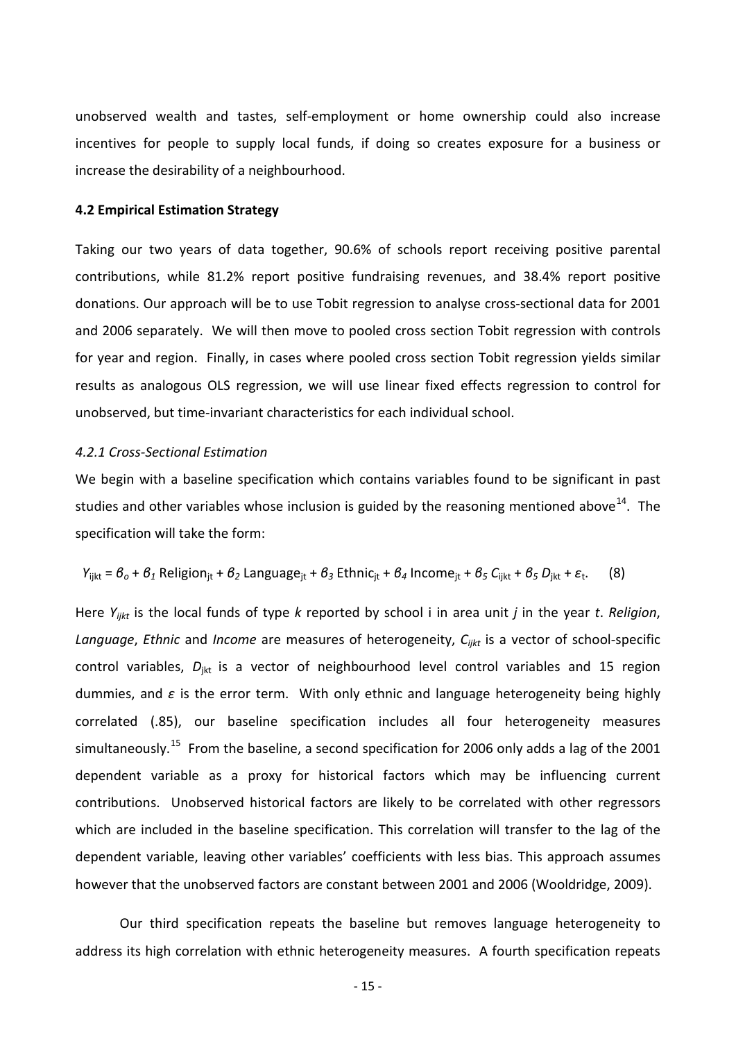unobserved wealth and tastes, self-employment or home ownership could also increase incentives for people to supply local funds, if doing so creates exposure for a business or increase the desirability of a neighbourhood.

#### 4.2 Empirical Estimation Strategy

Taking our two years of data together, 90.6% of schools report receiving positive parental contributions, while 81.2% report positive fundraising revenues, and 38.4% report positive donations. Our approach will be to use Tobit regression to analyse cross-sectional data for 2001 and 2006 separately. We will then move to pooled cross section Tobit regression with controls for year and region. Finally, in cases where pooled cross section Tobit regression yields similar results as analogous OLS regression, we will use linear fixed effects regression to control for unobserved, but time-invariant characteristics for each individual school.

##### *4.2.1 Cross-Sectional Estimation*

We begin with a baseline specification which contains variables found to be significant in past studies and other variables whose inclusion is guided by the reasoning mentioned above[14]. The specification will take the form:

$$Y_{ijkt} = \beta_o + \beta_1 \text{ Religion}_{jt} + \beta_2 \text{ Language}_{jt} + \beta_3 \text{ Ethnic}_{jt} + \beta_4 \text{ Income}_{jt} + \beta_5 C_{ijkt} + \beta_5 D_{jkt} + \varepsilon_t. \quad (8)$$

Here $Y_{ijkt}$ is the local funds of type $k$ reported by school i in area unit $j$ in the year $t$. *Religion*, *Language*, *Ethnic* and *Income* are measures of heterogeneity, $C_{ijkt}$ is a vector of school-specific control variables, $D_{jkt}$ is a vector of neighbourhood level control variables and 15 region dummies, and $\varepsilon$ is the error term. With only ethnic and language heterogeneity being highly correlated (.85), our baseline specification includes all four heterogeneity measures simultaneously.[15] From the baseline, a second specification for 2006 only adds a lag of the 2001 dependent variable as a proxy for historical factors which may be influencing current contributions. Unobserved historical factors are likely to be correlated with other regressors which are included in the baseline specification. This correlation will transfer to the lag of the dependent variable, leaving other variables' coefficients with less bias. This approach assumes however that the unobserved factors are constant between 2001 and 2006 (Wooldridge, 2009).

Our third specification repeats the baseline but removes language heterogeneity to address its high correlation with ethnic heterogeneity measures. A fourth specification repeats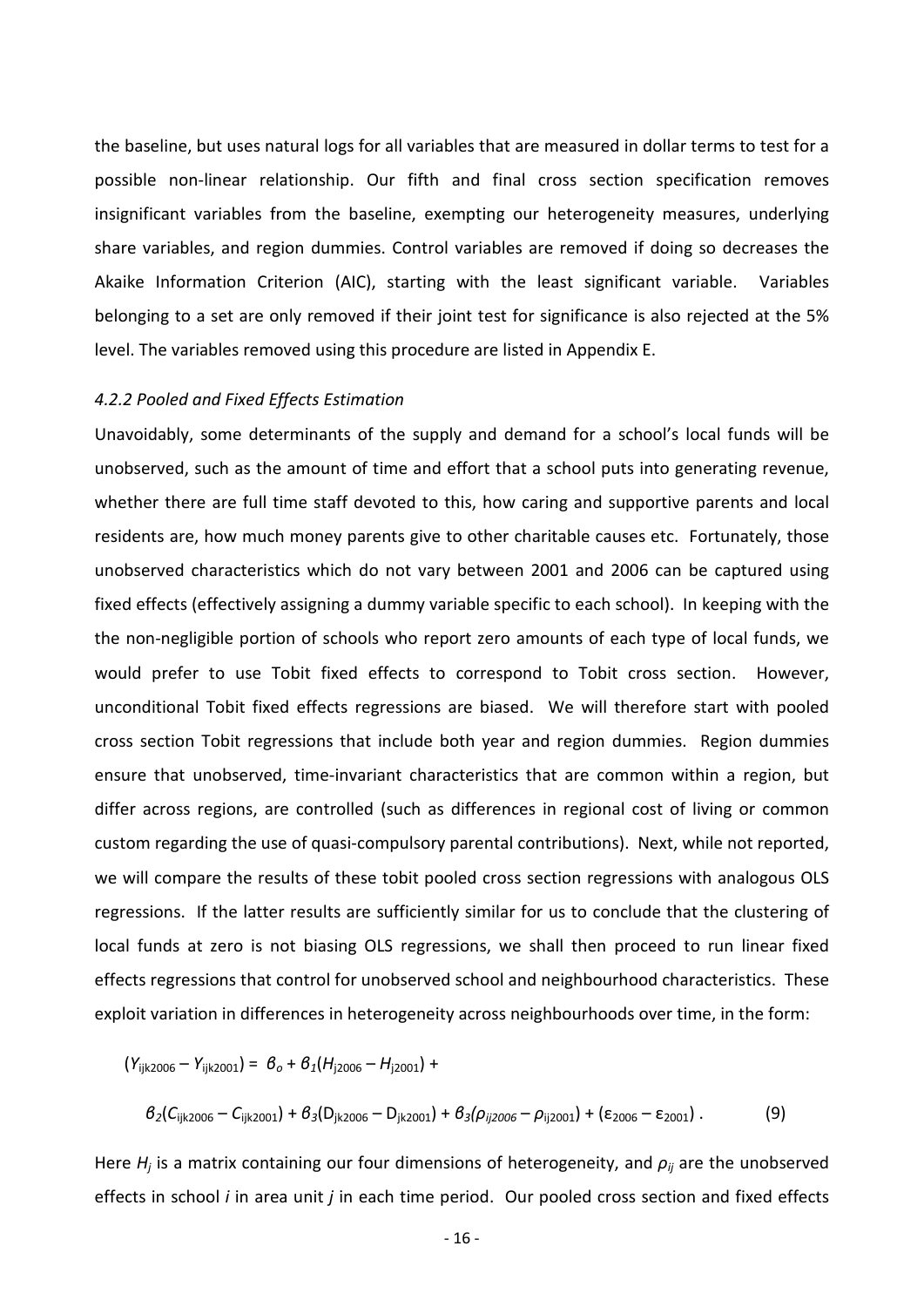the baseline, but uses natural logs for all variables that are measured in dollar terms to test for a possible non-linear relationship. Our fifth and final cross section specification removes insignificant variables from the baseline, exempting our heterogeneity measures, underlying share variables, and region dummies. Control variables are removed if doing so decreases the Akaike Information Criterion (AIC), starting with the least significant variable. Variables belonging to a set are only removed if their joint test for significance is also rejected at the 5% level. The variables removed using this procedure are listed in Appendix E.

#### *4.2.2 Pooled and Fixed Effects Estimation*

Unavoidably, some determinants of the supply and demand for a school's local funds will be unobserved, such as the amount of time and effort that a school puts into generating revenue, whether there are full time staff devoted to this, how caring and supportive parents and local residents are, how much money parents give to other charitable causes etc. Fortunately, those unobserved characteristics which do not vary between 2001 and 2006 can be captured using fixed effects (effectively assigning a dummy variable specific to each school). In keeping with the the non-negligible portion of schools who report zero amounts of each type of local funds, we would prefer to use Tobit fixed effects to correspond to Tobit cross section. However, unconditional Tobit fixed effects regressions are biased. We will therefore start with pooled cross section Tobit regressions that include both year and region dummies. Region dummies ensure that unobserved, time-invariant characteristics that are common within a region, but differ across regions, are controlled (such as differences in regional cost of living or common custom regarding the use of quasi-compulsory parental contributions). Next, while not reported, we will compare the results of these tobit pooled cross section regressions with analogous OLS regressions. If the latter results are sufficiently similar for us to conclude that the clustering of local funds at zero is not biasing OLS regressions, we shall then proceed to run linear fixed effects regressions that control for unobserved school and neighbourhood characteristics. These exploit variation in differences in heterogeneity across neighbourhoods over time, in the form:

$$(Y_{ijk2006} - Y_{ijk2001}) = \beta_o + \beta_1(H_{j2006} - H_{j2001}) +$$

$$\beta_2(C_{ijk2006} - C_{ijk2001}) + \beta_3(D_{jk2006} - D_{jk2001}) + \beta_3(\rho_{ij2006} - \rho_{ij2001}) + (\varepsilon_{2006} - \varepsilon_{2001})\,. \qquad (9)$$

Here $H_j$ is a matrix containing our four dimensions of heterogeneity, and $\rho_{ij}$ are the unobserved effects in school $i$ in area unit $j$ in each time period. Our pooled cross section and fixed effects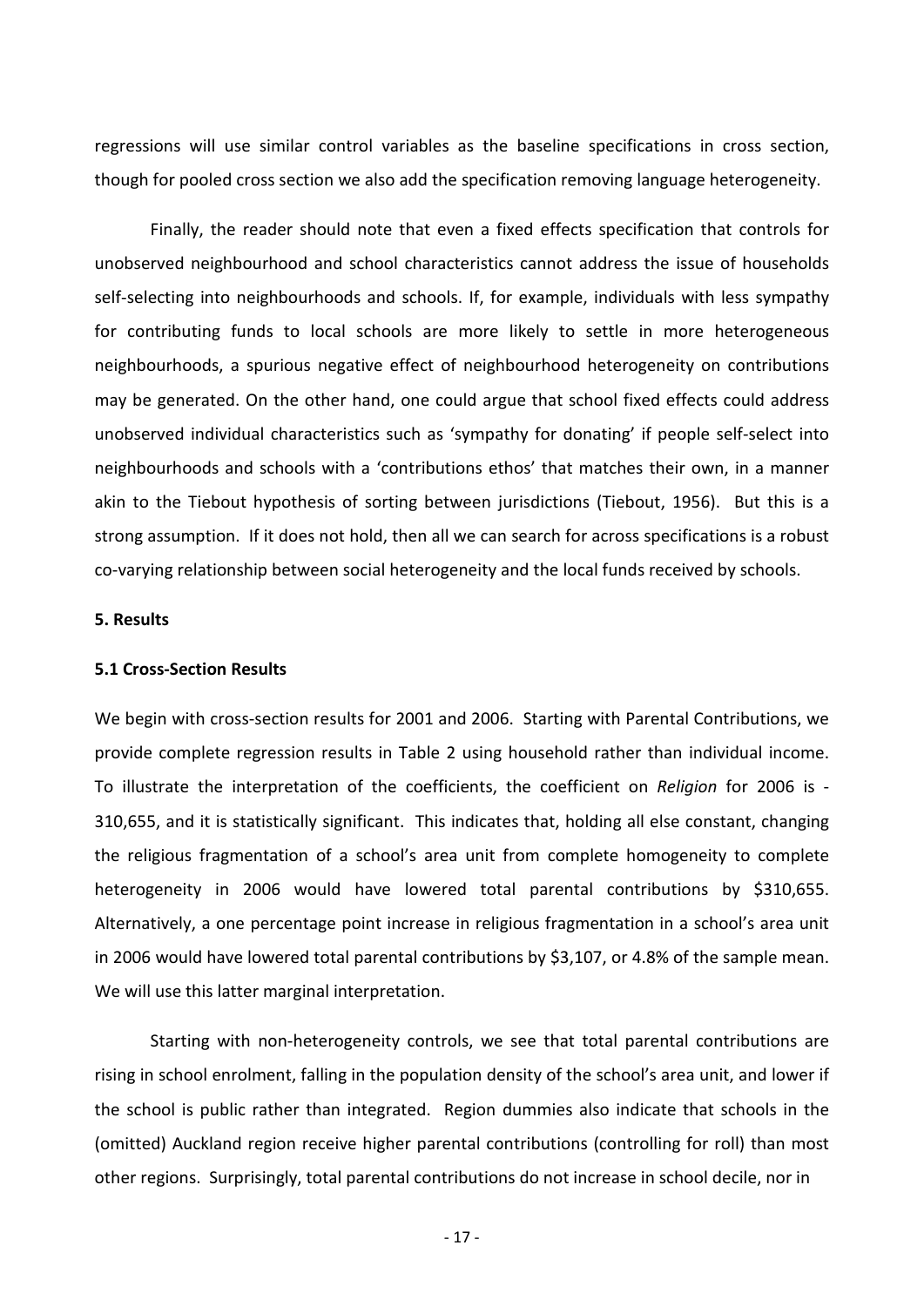regressions will use similar control variables as the baseline specifications in cross section, though for pooled cross section we also add the specification removing language heterogeneity.

Finally, the reader should note that even a fixed effects specification that controls for unobserved neighbourhood and school characteristics cannot address the issue of households self-selecting into neighbourhoods and schools. If, for example, individuals with less sympathy for contributing funds to local schools are more likely to settle in more heterogeneous neighbourhoods, a spurious negative effect of neighbourhood heterogeneity on contributions may be generated. On the other hand, one could argue that school fixed effects could address unobserved individual characteristics such as 'sympathy for donating' if people self-select into neighbourhoods and schools with a 'contributions ethos' that matches their own, in a manner akin to the Tiebout hypothesis of sorting between jurisdictions (Tiebout, 1956). But this is a strong assumption. If it does not hold, then all we can search for across specifications is a robust co-varying relationship between social heterogeneity and the local funds received by schools.

## 5. Results

### 5.1 Cross-Section Results

We begin with cross-section results for 2001 and 2006. Starting with Parental Contributions, we provide complete regression results in Table 2 using household rather than individual income. To illustrate the interpretation of the coefficients, the coefficient on *Religion* for 2006 is -310,655, and it is statistically significant. This indicates that, holding all else constant, changing the religious fragmentation of a school's area unit from complete homogeneity to complete heterogeneity in 2006 would have lowered total parental contributions by $310,655. Alternatively, a one percentage point increase in religious fragmentation in a school's area unit in 2006 would have lowered total parental contributions by $3,107, or 4.8% of the sample mean. We will use this latter marginal interpretation.

Starting with non-heterogeneity controls, we see that total parental contributions are rising in school enrolment, falling in the population density of the school's area unit, and lower if the school is public rather than integrated. Region dummies also indicate that schools in the (omitted) Auckland region receive higher parental contributions (controlling for roll) than most other regions. Surprisingly, total parental contributions do not increase in school decile, nor in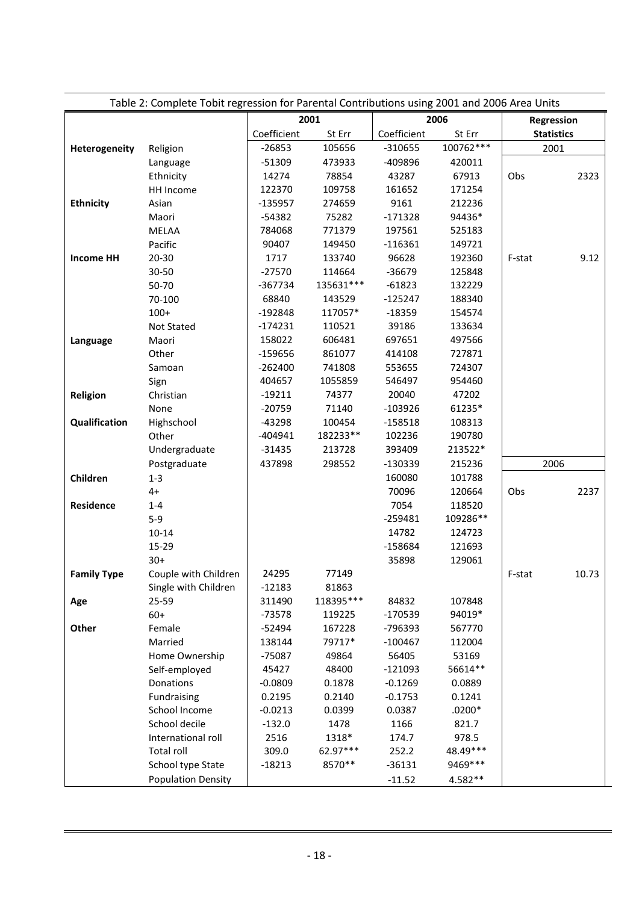Table 2: Complete Tobit regression for Parental Contributions using 2001 and 2006 Area Units

| | | 2001 | | 2006 | | Regression Statistics | |
|---|---|---|---|---|---|---|---|
| | | Coefficient | St Err | Coefficient | St Err | | |
| **Heterogeneity** | Religion | -26853 | 105656 | -310655 | 100762*** | 2001 | |
| | Language | -51309 | 473933 | -409896 | 420011 | | |
| | Ethnicity | 14274 | 78854 | 43287 | 67913 | Obs | 2323 |
| | HH Income | 122370 | 109758 | 161652 | 171254 | | |
| **Ethnicity** | Asian | -135957 | 274659 | 9161 | 212236 | | |
| | Maori | -54382 | 75282 | -171328 | 94436* | | |
| | MELAA | 784068 | 771379 | 197561 | 525183 | | |
| | Pacific | 90407 | 149450 | -116361 | 149721 | | |
| **Income HH** | 20-30 | 1717 | 133740 | 96628 | 192360 | F-stat | 9.12 |
| | 30-50 | -27570 | 114664 | -36679 | 125848 | | |
| | 50-70 | -367734 | 135631*** | -61823 | 132229 | | |
| | 70-100 | 68840 | 143529 | -125247 | 188340 | | |
| | 100+ | -192848 | 117057* | -18359 | 154574 | | |
| | Not Stated | -174231 | 110521 | 39186 | 133634 | | |
| **Language** | Maori | 158022 | 606481 | 697651 | 497566 | | |
| | Other | -159656 | 861077 | 414108 | 727871 | | |
| | Samoan | -262400 | 741808 | 553655 | 724307 | | |
| | Sign | 404657 | 1055859 | 546497 | 954460 | | |
| **Religion** | Christian | -19211 | 74377 | 20040 | 47202 | | |
| | None | -20759 | 71140 | -103926 | 61235* | | |
| **Qualification** | Highschool | -43298 | 100454 | -158518 | 108313 | | |
| | Other | -404941 | 182233** | 102236 | 190780 | | |
| | Undergraduate | -31435 | 213728 | 393409 | 213522* | | |
| | Postgraduate | 437898 | 298552 | -130339 | 215236 | 2006 | |
| **Children** | 1-3 | | | 160080 | 101788 | | |
| | 4+ | | | 70096 | 120664 | Obs | 2237 |
| **Residence** | 1-4 | | | 7054 | 118520 | | |
| | 5-9 | | | -259481 | 109286** | | |
| | 10-14 | | | 14782 | 124723 | | |
| | 15-29 | | | -158684 | 121693 | | |
| | 30+ | | | 35898 | 129061 | | |
| **Family Type** | Couple with Children | 24295 | 77149 | | | F-stat | 10.73 |
| | Single with Children | -12183 | 81863 | | | | |
| **Age** | 25-59 | 311490 | 118395*** | 84832 | 107848 | | |
| | 60+ | -73578 | 119225 | -170539 | 94019* | | |
| **Other** | Female | -52494 | 167228 | -796393 | 567770 | | |
| | Married | 138144 | 79717* | -100467 | 112004 | | |
| | Home Ownership | -75087 | 49864 | 56405 | 53169 | | |
| | Self-employed | 45427 | 48400 | -121093 | 56614** | | |
| | Donations | -0.0809 | 0.1878 | -0.1269 | 0.0889 | | |
| | Fundraising | 0.2195 | 0.2140 | -0.1753 | 0.1241 | | |
| | School Income | -0.0213 | 0.0399 | 0.0387 | .0200* | | |
| | School decile | -132.0 | 1478 | 1166 | 821.7 | | |
| | International roll | 2516 | 1318* | 174.7 | 978.5 | | |
| | Total roll | 309.0 | 62.97*** | 252.2 | 48.49*** | | |
| | School type State | -18213 | 8570** | -36131 | 9469*** | | |
| | Population Density | | | -11.52 | 4.582** | | |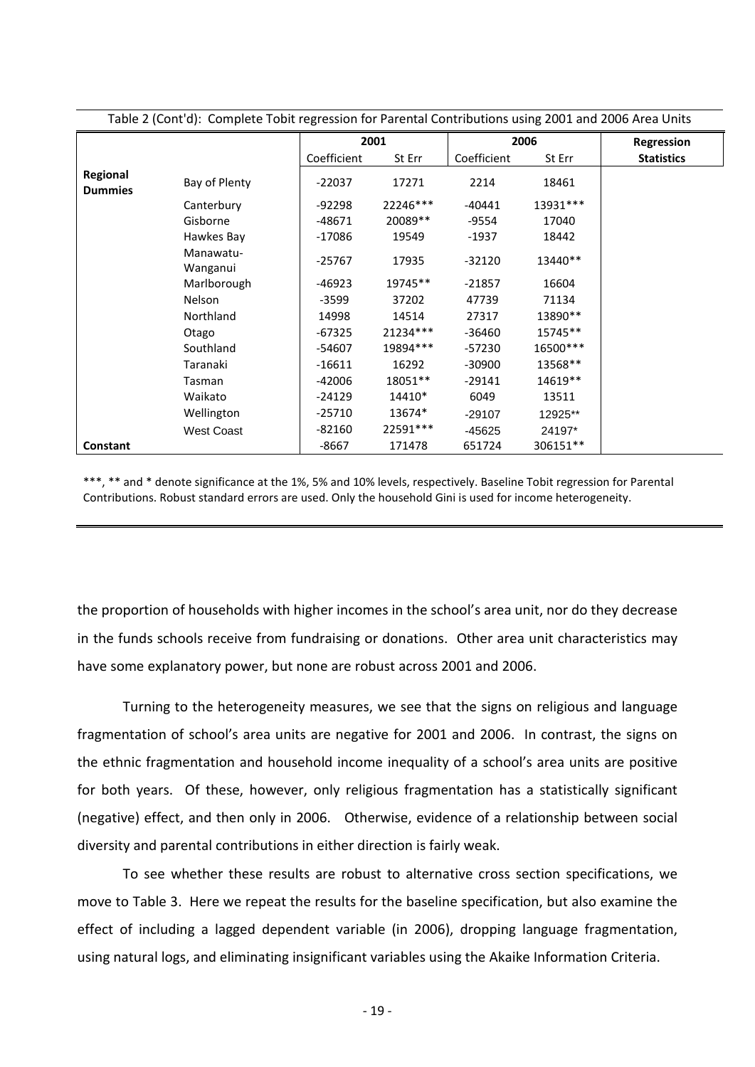Table 2 (Cont'd): Complete Tobit regression for Parental Contributions using 2001 and 2006 Area Units

| | | 2001 | | 2006 | | Regression |
|---|---|---|---|---|---|---|
| | | Coefficient | St Err | Coefficient | St Err | Statistics |
| **Regional Dummies** | Bay of Plenty | -22037 | 17271 | 2214 | 18461 | |
| | Canterbury | -92298 | 22246*** | -40441 | 13931*** | |
| | Gisborne | -48671 | 20089** | -9554 | 17040 | |
| | Hawkes Bay | -17086 | 19549 | -1937 | 18442 | |
| | Manawatu-Wanganui | -25767 | 17935 | -32120 | 13440** | |
| | Marlborough | -46923 | 19745** | -21857 | 16604 | |
| | Nelson | -3599 | 37202 | 47739 | 71134 | |
| | Northland | 14998 | 14514 | 27317 | 13890** | |
| | Otago | -67325 | 21234*** | -36460 | 15745** | |
| | Southland | -54607 | 19894*** | -57230 | 16500*** | |
| | Taranaki | -16611 | 16292 | -30900 | 13568** | |
| | Tasman | -42006 | 18051** | -29141 | 14619** | |
| | Waikato | -24129 | 14410* | 6049 | 13511 | |
| | Wellington | -25710 | 13674* | -29107 | 12925** | |
| | West Coast | -82160 | 22591*** | -45625 | 24197* | |
| **Constant** | | -8667 | 171478 | 651724 | 306151** | |

***, ** and * denote significance at the 1%, 5% and 10% levels, respectively. Baseline Tobit regression for Parental Contributions. Robust standard errors are used. Only the household Gini is used for income heterogeneity.

the proportion of households with higher incomes in the school's area unit, nor do they decrease in the funds schools receive from fundraising or donations. Other area unit characteristics may have some explanatory power, but none are robust across 2001 and 2006.

Turning to the heterogeneity measures, we see that the signs on religious and language fragmentation of school's area units are negative for 2001 and 2006. In contrast, the signs on the ethnic fragmentation and household income inequality of a school's area units are positive for both years. Of these, however, only religious fragmentation has a statistically significant (negative) effect, and then only in 2006. Otherwise, evidence of a relationship between social diversity and parental contributions in either direction is fairly weak.

To see whether these results are robust to alternative cross section specifications, we move to Table 3. Here we repeat the results for the baseline specification, but also examine the effect of including a lagged dependent variable (in 2006), dropping language fragmentation, using natural logs, and eliminating insignificant variables using the Akaike Information Criteria.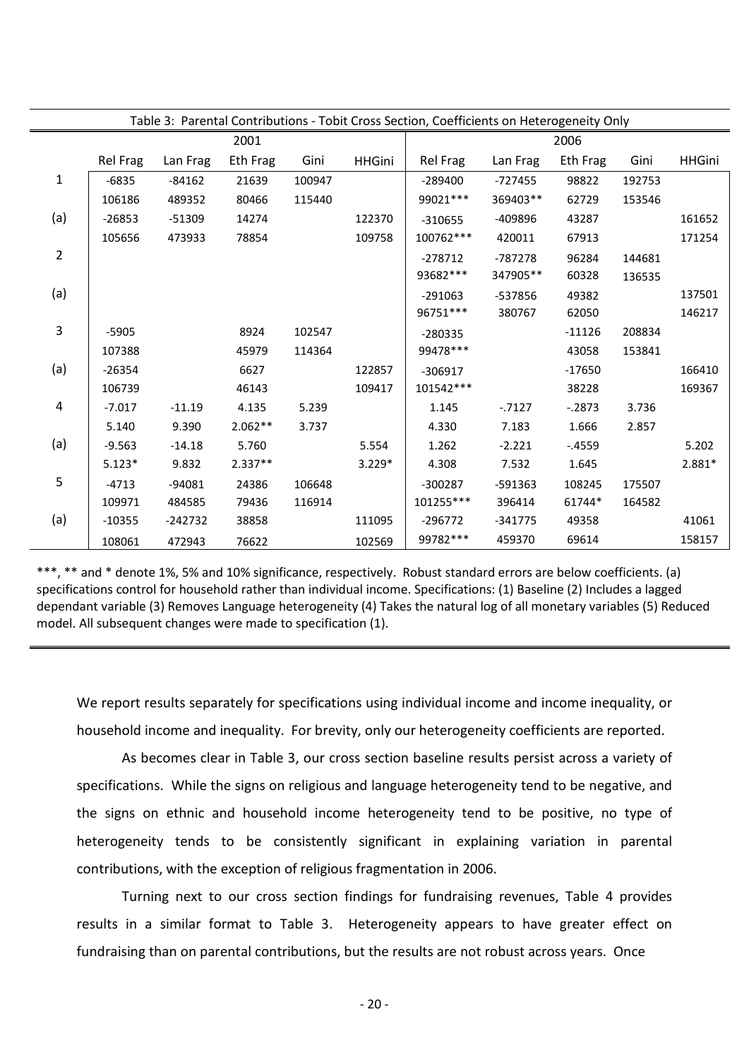Table 3: Parental Contributions - Tobit Cross Section, Coefficients on Heterogeneity Only

| | 2001 | | | | | 2006 | | | | |
|---|---|---|---|---|---|---|---|---|---|---|
| | Rel Frag | Lan Frag | Eth Frag | Gini | HHGini | Rel Frag | Lan Frag | Eth Frag | Gini | HHGini |
| 1 | -6835 | -84162 | 21639 | 100947 | | -289400 | -727455 | 98822 | 192753 | |
| | 106186 | 489352 | 80466 | 115440 | | 99021*** | 369403** | 62729 | 153546 | |
| (a) | -26853 | -51309 | 14274 | | 122370 | -310655 | -409896 | 43287 | | 161652 |
| | 105656 | 473933 | 78854 | | 109758 | 100762*** | 420011 | 67913 | | 171254 |
| 2 | | | | | | -278712 | -787278 | 96284 | 144681 | |
| | | | | | | 93682*** | 347905** | 60328 | 136535 | |
| (a) | | | | | | -291063 | -537856 | 49382 | | 137501 |
| | | | | | | 96751*** | 380767 | 62050 | | 146217 |
| 3 | -5905 | | 8924 | 102547 | | -280335 | | -11126 | 208834 | |
| | 107388 | | 45979 | 114364 | | 99478*** | | 43058 | 153841 | |
| (a) | -26354 | | 6627 | | 122857 | -306917 | | -17650 | | 166410 |
| | 106739 | | 46143 | | 109417 | 101542*** | | 38228 | | 169367 |
| 4 | -7.017 | -11.19 | 4.135 | 5.239 | | 1.145 | -.7127 | -.2873 | 3.736 | |
| | 5.140 | 9.390 | 2.062** | 3.737 | | 4.330 | 7.183 | 1.666 | 2.857 | |
| (a) | -9.563 | -14.18 | 5.760 | | 5.554 | 1.262 | -2.221 | -.4559 | | 5.202 |
| | 5.123* | 9.832 | 2.337** | | 3.229* | 4.308 | 7.532 | 1.645 | | 2.881* |
| 5 | -4713 | -94081 | 24386 | 106648 | | -300287 | -591363 | 108245 | 175507 | |
| | 109971 | 484585 | 79436 | 116914 | | 101255*** | 396414 | 61744* | 164582 | |
| (a) | -10355 | -242732 | 38858 | | 111095 | -296772 | -341775 | 49358 | | 41061 |
| | 108061 | 472943 | 76622 | | 102569 | 99782*** | 459370 | 69614 | | 158157 |

***, ** and * denote 1%, 5% and 10% significance, respectively. Robust standard errors are below coefficients. (a) specifications control for household rather than individual income. Specifications: (1) Baseline (2) Includes a lagged dependant variable (3) Removes Language heterogeneity (4) Takes the natural log of all monetary variables (5) Reduced model. All subsequent changes were made to specification (1).

We report results separately for specifications using individual income and income inequality, or household income and inequality. For brevity, only our heterogeneity coefficients are reported.

As becomes clear in Table 3, our cross section baseline results persist across a variety of specifications. While the signs on religious and language heterogeneity tend to be negative, and the signs on ethnic and household income heterogeneity tend to be positive, no type of heterogeneity tends to be consistently significant in explaining variation in parental contributions, with the exception of religious fragmentation in 2006.

Turning next to our cross section findings for fundraising revenues, Table 4 provides results in a similar format to Table 3. Heterogeneity appears to have greater effect on fundraising than on parental contributions, but the results are not robust across years. Once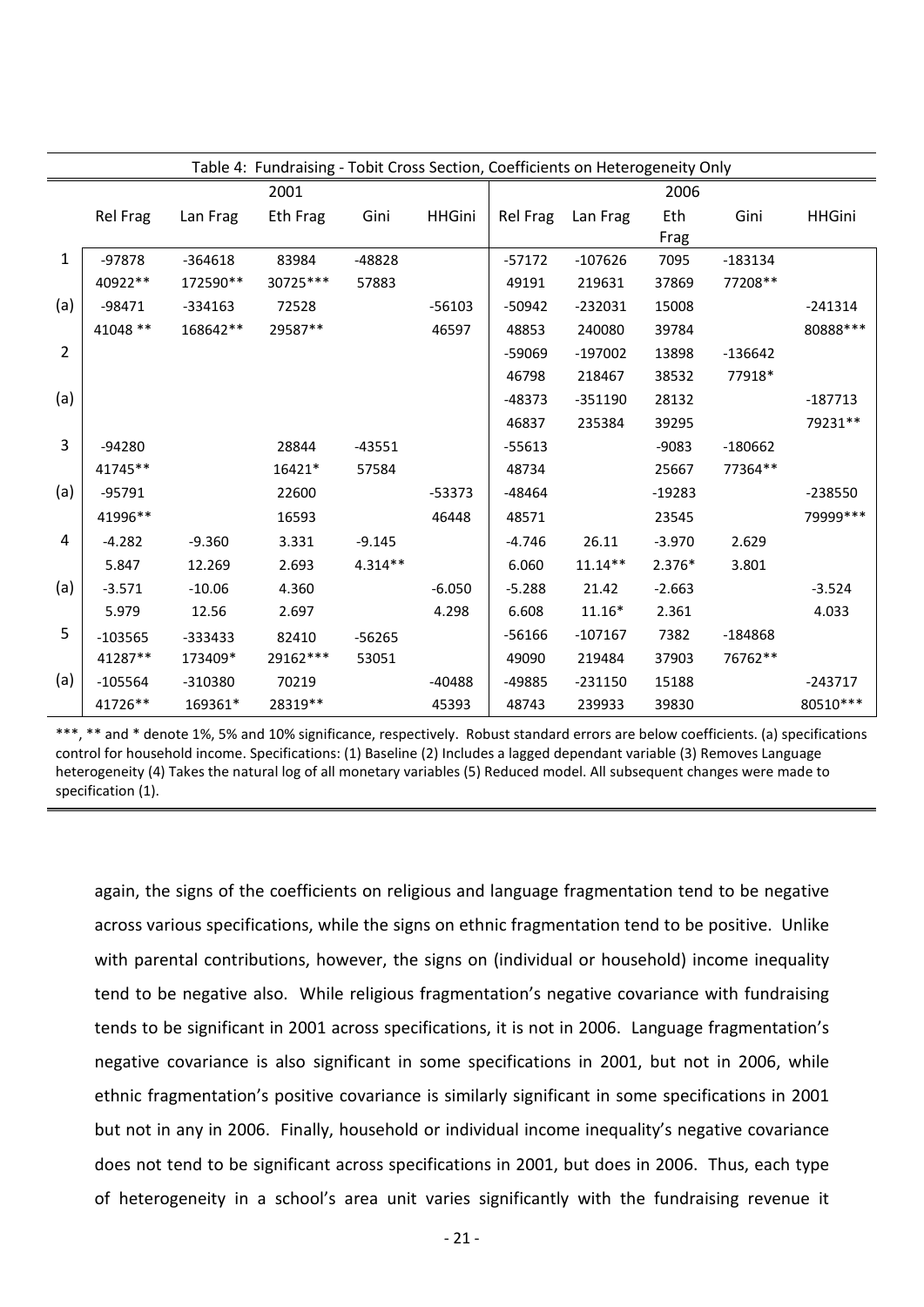| | Table 4: Fundraising - Tobit Cross Section, Coefficients on Heterogeneity Only | | | | | | | | | |
|---|---|---|---|---|---|---|---|---|---|---|
| | 2001 | | | | | 2006 | | | | |
| | Rel Frag | Lan Frag | Eth Frag | Gini | HHGini | Rel Frag | Lan Frag | Eth Frag | Gini | HHGini |
| 1 | -97878 | -364618 | 83984 | -48828 | | -57172 | -107626 | 7095 | -183134 | |
| | 40922** | 172590** | 30725*** | 57883 | | 49191 | 219631 | 37869 | 77208** | |
| (a) | -98471 | -334163 | 72528 | | -56103 | -50942 | -232031 | 15008 | | -241314 |
| | 41048 ** | 168642** | 29587** | | 46597 | 48853 | 240080 | 39784 | | 80888*** |
| 2 | | | | | | -59069 | -197002 | 13898 | -136642 | |
| | | | | | | 46798 | 218467 | 38532 | 77918* | |
| (a) | | | | | | -48373 | -351190 | 28132 | | -187713 |
| | | | | | | 46837 | 235384 | 39295 | | 79231** |
| 3 | -94280 | | 28844 | -43551 | | -55613 | | -9083 | -180662 | |
| | 41745** | | 16421* | 57584 | | 48734 | | 25667 | 77364** | |
| (a) | -95791 | | 22600 | | -53373 | -48464 | | -19283 | | -238550 |
| | 41996** | | 16593 | | 46448 | 48571 | | 23545 | | 79999*** |
| 4 | -4.282 | -9.360 | 3.331 | -9.145 | | -4.746 | 26.11 | -3.970 | 2.629 | |
| | 5.847 | 12.269 | 2.693 | 4.314** | | 6.060 | 11.14** | 2.376* | 3.801 | |
| (a) | -3.571 | -10.06 | 4.360 | | -6.050 | -5.288 | 21.42 | -2.663 | | -3.524 |
| | 5.979 | 12.56 | 2.697 | | 4.298 | 6.608 | 11.16* | 2.361 | | 4.033 |
| 5 | -103565 | -333433 | 82410 | -56265 | | -56166 | -107167 | 7382 | -184868 | |
| | 41287** | 173409* | 29162*** | 53051 | | 49090 | 219484 | 37903 | 76762** | |
| (a) | -105564 | -310380 | 70219 | | -40488 | -49885 | -231150 | 15188 | | -243717 |
| | 41726** | 169361* | 28319** | | 45393 | 48743 | 239933 | 39830 | | 80510*** |

***, ** and * denote 1%, 5% and 10% significance, respectively. Robust standard errors are below coefficients. (a) specifications control for household income. Specifications: (1) Baseline (2) Includes a lagged dependant variable (3) Removes Language heterogeneity (4) Takes the natural log of all monetary variables (5) Reduced model. All subsequent changes were made to specification (1).

again, the signs of the coefficients on religious and language fragmentation tend to be negative across various specifications, while the signs on ethnic fragmentation tend to be positive. Unlike with parental contributions, however, the signs on (individual or household) income inequality tend to be negative also. While religious fragmentation's negative covariance with fundraising tends to be significant in 2001 across specifications, it is not in 2006. Language fragmentation's negative covariance is also significant in some specifications in 2001, but not in 2006, while ethnic fragmentation's positive covariance is similarly significant in some specifications in 2001 but not in any in 2006. Finally, household or individual income inequality's negative covariance does not tend to be significant across specifications in 2001, but does in 2006. Thus, each type of heterogeneity in a school's area unit varies significantly with the fundraising revenue it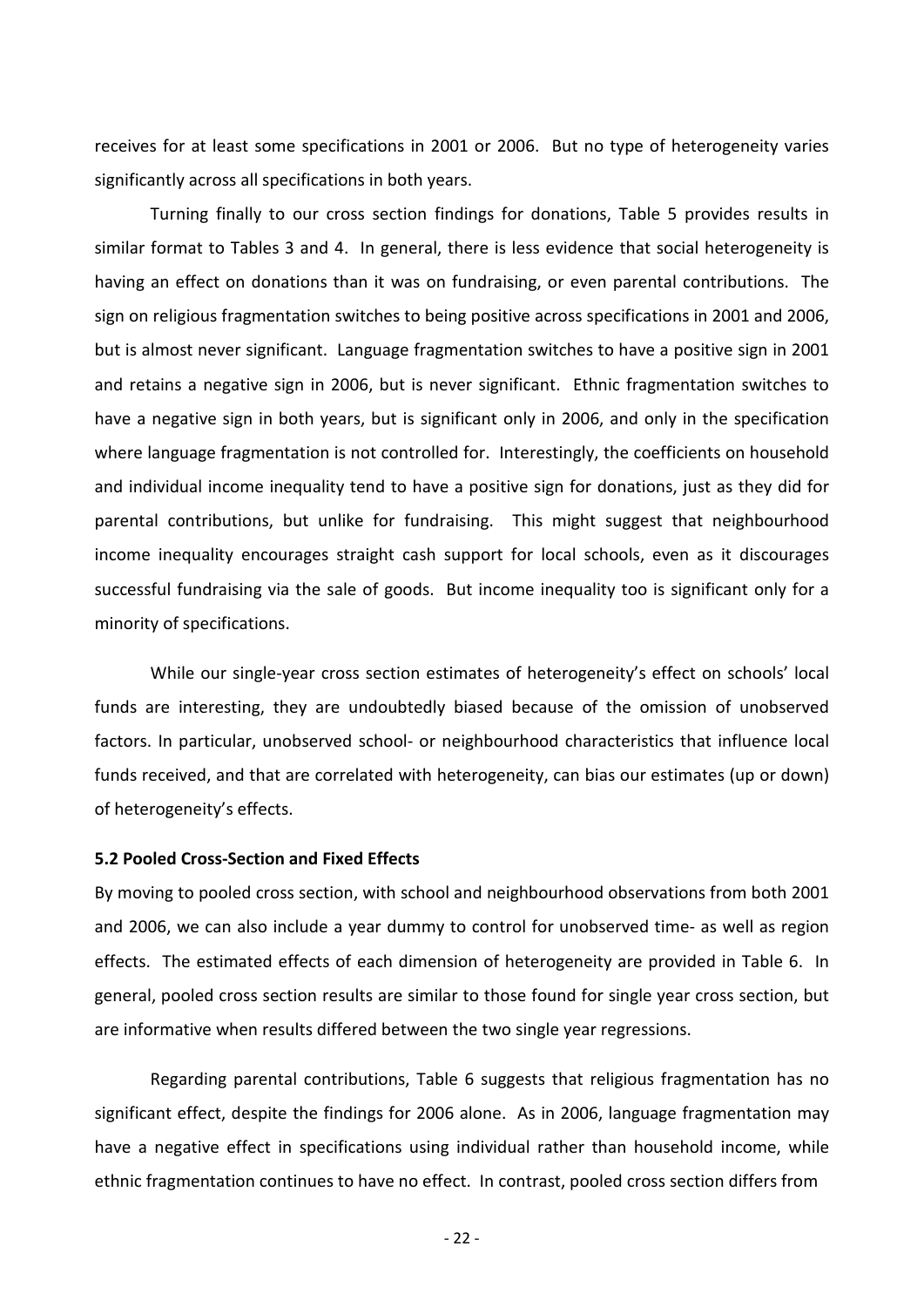receives for at least some specifications in 2001 or 2006. But no type of heterogeneity varies significantly across all specifications in both years.

Turning finally to our cross section findings for donations, Table 5 provides results in similar format to Tables 3 and 4. In general, there is less evidence that social heterogeneity is having an effect on donations than it was on fundraising, or even parental contributions. The sign on religious fragmentation switches to being positive across specifications in 2001 and 2006, but is almost never significant. Language fragmentation switches to have a positive sign in 2001 and retains a negative sign in 2006, but is never significant. Ethnic fragmentation switches to have a negative sign in both years, but is significant only in 2006, and only in the specification where language fragmentation is not controlled for. Interestingly, the coefficients on household and individual income inequality tend to have a positive sign for donations, just as they did for parental contributions, but unlike for fundraising. This might suggest that neighbourhood income inequality encourages straight cash support for local schools, even as it discourages successful fundraising via the sale of goods. But income inequality too is significant only for a minority of specifications.

While our single-year cross section estimates of heterogeneity's effect on schools' local funds are interesting, they are undoubtedly biased because of the omission of unobserved factors. In particular, unobserved school- or neighbourhood characteristics that influence local funds received, and that are correlated with heterogeneity, can bias our estimates (up or down) of heterogeneity's effects.

**5.2 Pooled Cross-Section and Fixed Effects**

By moving to pooled cross section, with school and neighbourhood observations from both 2001 and 2006, we can also include a year dummy to control for unobserved time- as well as region effects. The estimated effects of each dimension of heterogeneity are provided in Table 6. In general, pooled cross section results are similar to those found for single year cross section, but are informative when results differed between the two single year regressions.

Regarding parental contributions, Table 6 suggests that religious fragmentation has no significant effect, despite the findings for 2006 alone. As in 2006, language fragmentation may have a negative effect in specifications using individual rather than household income, while ethnic fragmentation continues to have no effect. In contrast, pooled cross section differs from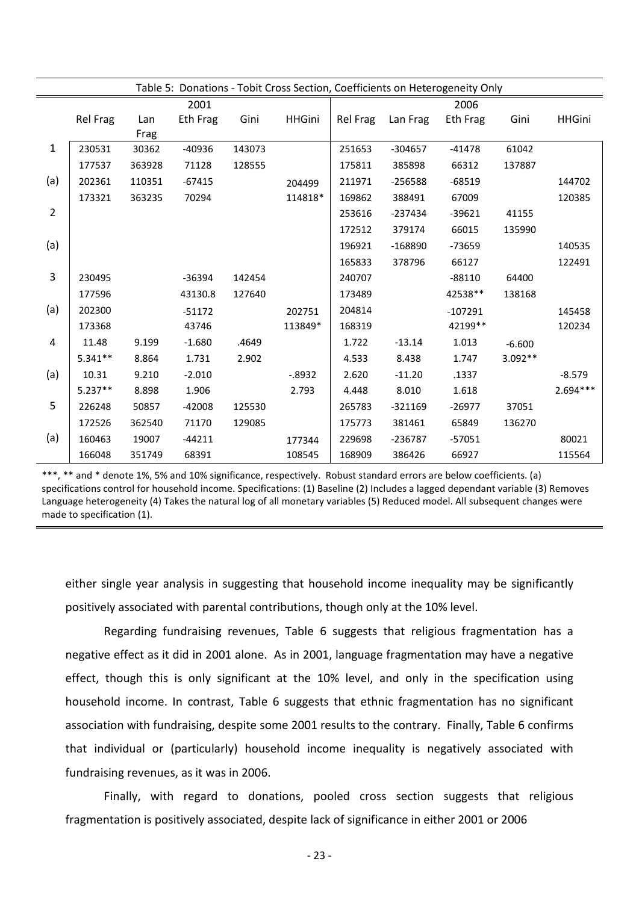Table 5: Donations - Tobit Cross Section, Coefficients on Heterogeneity Only

| | 2001 | | | | | 2006 | | | | |
|---|---|---|---|---|---|---|---|---|---|---|
| | Rel Frag | Lan Frag | Eth Frag | Gini | HHGini | Rel Frag | Lan Frag | Eth Frag | Gini | HHGini |
| 1 | 230531 | 30362 | -40936 | 143073 | | 251653 | -304657 | -41478 | 61042 | |
| | 177537 | 363928 | 71128 | 128555 | | 175811 | 385898 | 66312 | 137887 | |
| (a) | 202361 | 110351 | -67415 | | 204499 | 211971 | -256588 | -68519 | | 144702 |
| | 173321 | 363235 | 70294 | | 114818* | 169862 | 388491 | 67009 | | 120385 |
| 2 | | | | | | 253616 | -237434 | -39621 | 41155 | |
| | | | | | | 172512 | 379174 | 66015 | 135990 | |
| (a) | | | | | | 196921 | -168890 | -73659 | | 140535 |
| | | | | | | 165833 | 378796 | 66127 | | 122491 |
| 3 | 230495 | | -36394 | 142454 | | 240707 | | -88110 | 64400 | |
| | 177596 | | 43130.8 | 127640 | | 173489 | | 42538** | 138168 | |
| (a) | 202300 | | -51172 | | 202751 | 204814 | | -107291 | | 145458 |
| | 173368 | | 43746 | | 113849* | 168319 | | 42199** | | 120234 |
| 4 | 11.48 | 9.199 | -1.680 | .4649 | | 1.722 | -13.14 | 1.013 | -6.600 | |
| | 5.341** | 8.864 | 1.731 | 2.902 | | 4.533 | 8.438 | 1.747 | 3.092** | |
| (a) | 10.31 | 9.210 | -2.010 | | -.8932 | 2.620 | -11.20 | .1337 | | -8.579 |
| | 5.237** | 8.898 | 1.906 | | 2.793 | 4.448 | 8.010 | 1.618 | | 2.694*** |
| 5 | 226248 | 50857 | -42008 | 125530 | | 265783 | -321169 | -26977 | 37051 | |
| | 172526 | 362540 | 71170 | 129085 | | 175773 | 381461 | 65849 | 136270 | |
| (a) | 160463 | 19007 | -44211 | | 177344 | 229698 | -236787 | -57051 | | 80021 |
| | 166048 | 351749 | 68391 | | 108545 | 168909 | 386426 | 66927 | | 115564 |

***, ** and * denote 1%, 5% and 10% significance, respectively. Robust standard errors are below coefficients. (a) specifications control for household income. Specifications: (1) Baseline (2) Includes a lagged dependant variable (3) Removes Language heterogeneity (4) Takes the natural log of all monetary variables (5) Reduced model. All subsequent changes were made to specification (1).

either single year analysis in suggesting that household income inequality may be significantly positively associated with parental contributions, though only at the 10% level.

Regarding fundraising revenues, Table 6 suggests that religious fragmentation has a negative effect as it did in 2001 alone. As in 2001, language fragmentation may have a negative effect, though this is only significant at the 10% level, and only in the specification using household income. In contrast, Table 6 suggests that ethnic fragmentation has no significant association with fundraising, despite some 2001 results to the contrary. Finally, Table 6 confirms that individual or (particularly) household income inequality is negatively associated with fundraising revenues, as it was in 2006.

Finally, with regard to donations, pooled cross section suggests that religious fragmentation is positively associated, despite lack of significance in either 2001 or 2006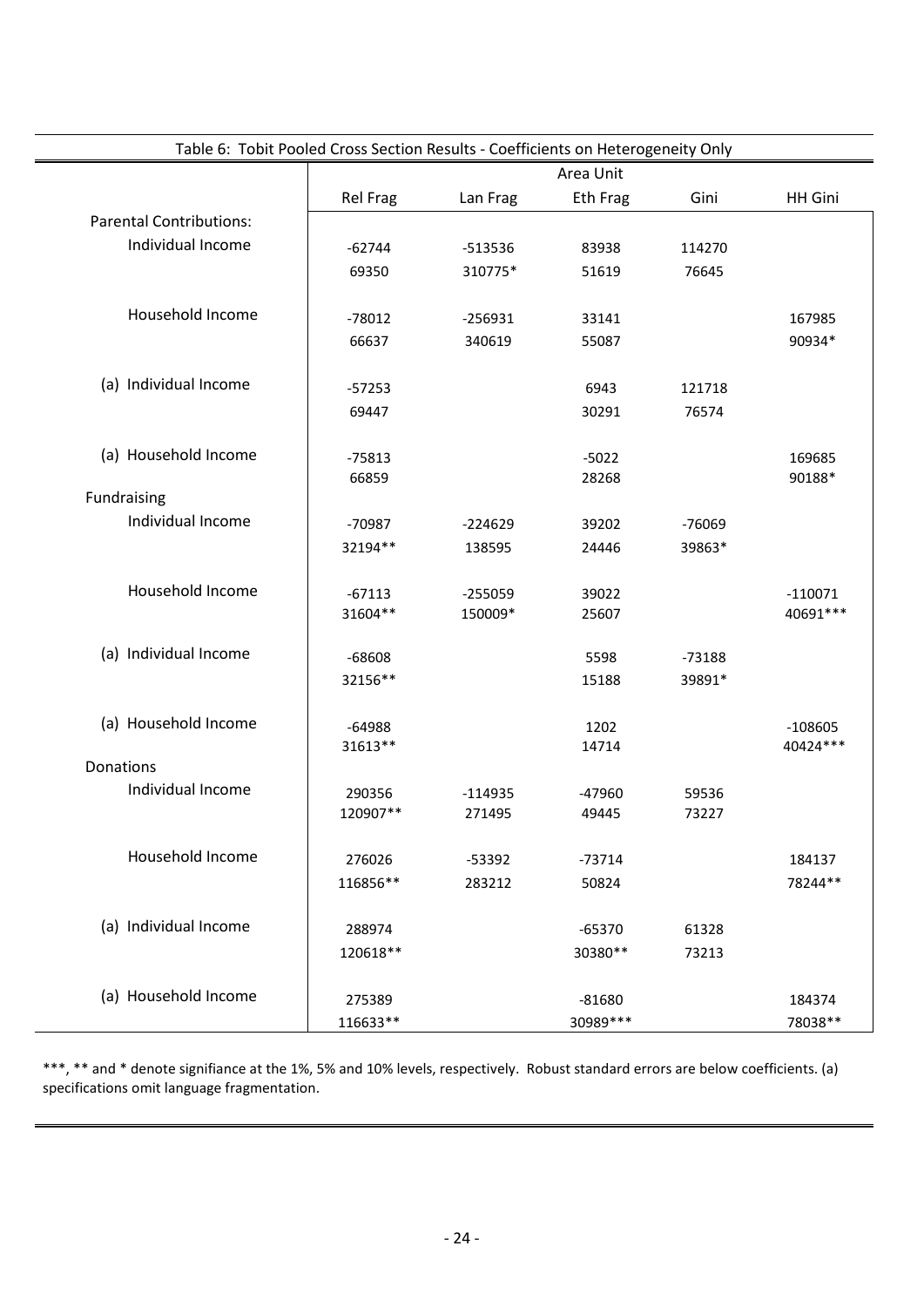Table 6: Tobit Pooled Cross Section Results - Coefficients on Heterogeneity Only

| | Area Unit | | | | |
|---|---|---|---|---|---|
| | Rel Frag | Lan Frag | Eth Frag | Gini | HH Gini |
| Parental Contributions: | | | | | |
| Individual Income | -62744 | -513536 | 83938 | 114270 | |
| | 69350 | 310775* | 51619 | 76645 | |
| Household Income | -78012 | -256931 | 33141 | | 167985 |
| | 66637 | 340619 | 55087 | | 90934* |
| (a) Individual Income | -57253 | | 6943 | 121718 | |
| | 69447 | | 30291 | 76574 | |
| (a) Household Income | -75813 | | -5022 | | 169685 |
| | 66859 | | 28268 | | 90188* |
| Fundraising | | | | | |
| Individual Income | -70987 | -224629 | 39202 | -76069 | |
| | 32194** | 138595 | 24446 | 39863* | |
| Household Income | -67113 | -255059 | 39022 | | -110071 |
| | 31604** | 150009* | 25607 | | 40691*** |
| (a) Individual Income | -68608 | | 5598 | -73188 | |
| | 32156** | | 15188 | 39891* | |
| (a) Household Income | -64988 | | 1202 | | -108605 |
| | 31613** | | 14714 | | 40424*** |
| Donations | | | | | |
| Individual Income | 290356 | -114935 | -47960 | 59536 | |
| | 120907** | 271495 | 49445 | 73227 | |
| Household Income | 276026 | -53392 | -73714 | | 184137 |
| | 116856** | 283212 | 50824 | | 78244** |
| (a) Individual Income | 288974 | | -65370 | 61328 | |
| | 120618** | | 30380** | 73213 | |
| (a) Household Income | 275389 | | -81680 | | 184374 |
| | 116633** | | 30989*** | | 78038** |

***, ** and * denote signifiance at the 1%, 5% and 10% levels, respectively. Robust standard errors are below coefficients. (a) specifications omit language fragmentation.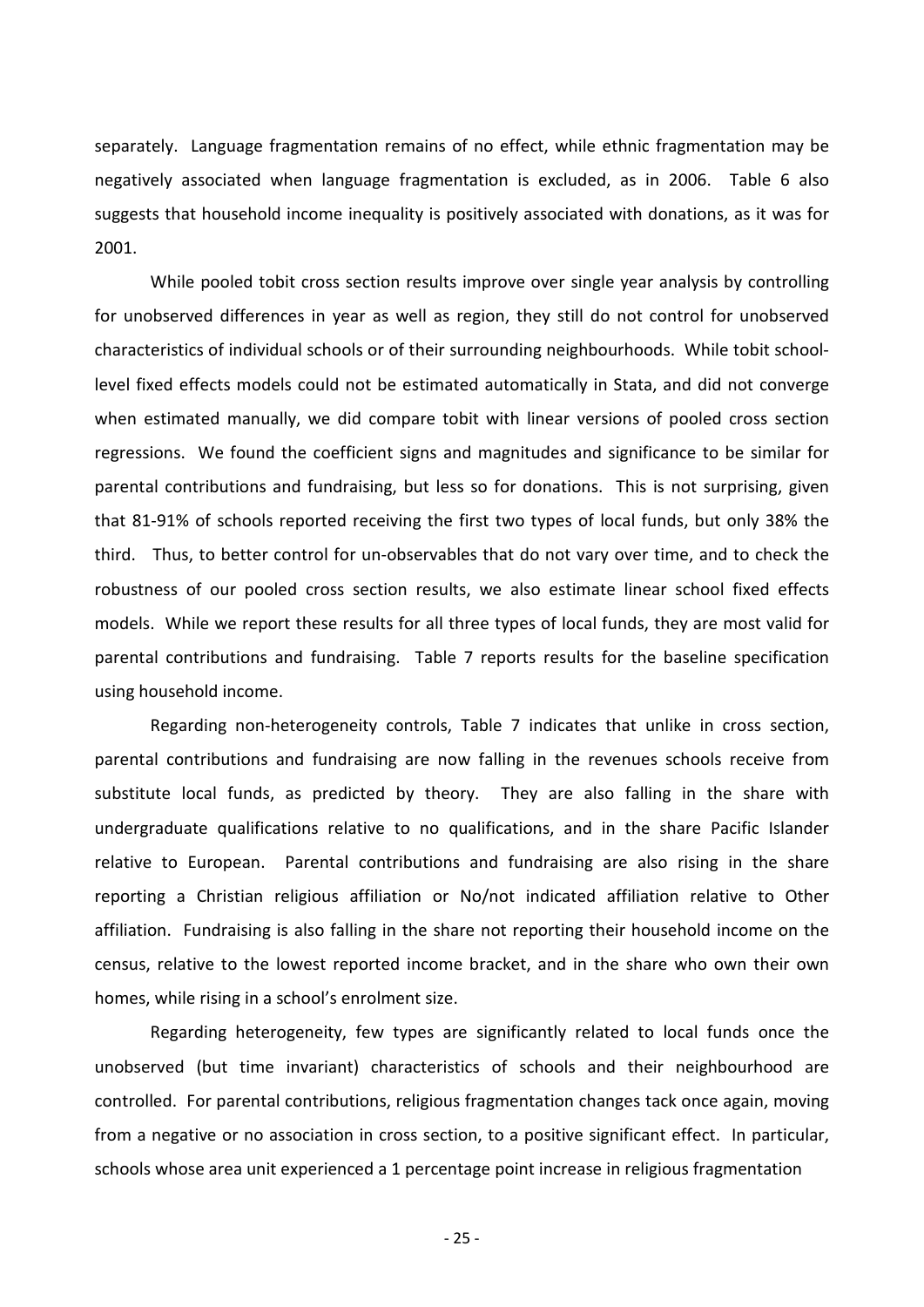separately. Language fragmentation remains of no effect, while ethnic fragmentation may be negatively associated when language fragmentation is excluded, as in 2006. Table 6 also suggests that household income inequality is positively associated with donations, as it was for 2001.

While pooled tobit cross section results improve over single year analysis by controlling for unobserved differences in year as well as region, they still do not control for unobserved characteristics of individual schools or of their surrounding neighbourhoods. While tobit school-level fixed effects models could not be estimated automatically in Stata, and did not converge when estimated manually, we did compare tobit with linear versions of pooled cross section regressions. We found the coefficient signs and magnitudes and significance to be similar for parental contributions and fundraising, but less so for donations. This is not surprising, given that 81-91% of schools reported receiving the first two types of local funds, but only 38% the third. Thus, to better control for un-observables that do not vary over time, and to check the robustness of our pooled cross section results, we also estimate linear school fixed effects models. While we report these results for all three types of local funds, they are most valid for parental contributions and fundraising. Table 7 reports results for the baseline specification using household income.

Regarding non-heterogeneity controls, Table 7 indicates that unlike in cross section, parental contributions and fundraising are now falling in the revenues schools receive from substitute local funds, as predicted by theory. They are also falling in the share with undergraduate qualifications relative to no qualifications, and in the share Pacific Islander relative to European. Parental contributions and fundraising are also rising in the share reporting a Christian religious affiliation or No/not indicated affiliation relative to Other affiliation. Fundraising is also falling in the share not reporting their household income on the census, relative to the lowest reported income bracket, and in the share who own their own homes, while rising in a school's enrolment size.

Regarding heterogeneity, few types are significantly related to local funds once the unobserved (but time invariant) characteristics of schools and their neighbourhood are controlled. For parental contributions, religious fragmentation changes tack once again, moving from a negative or no association in cross section, to a positive significant effect. In particular, schools whose area unit experienced a 1 percentage point increase in religious fragmentation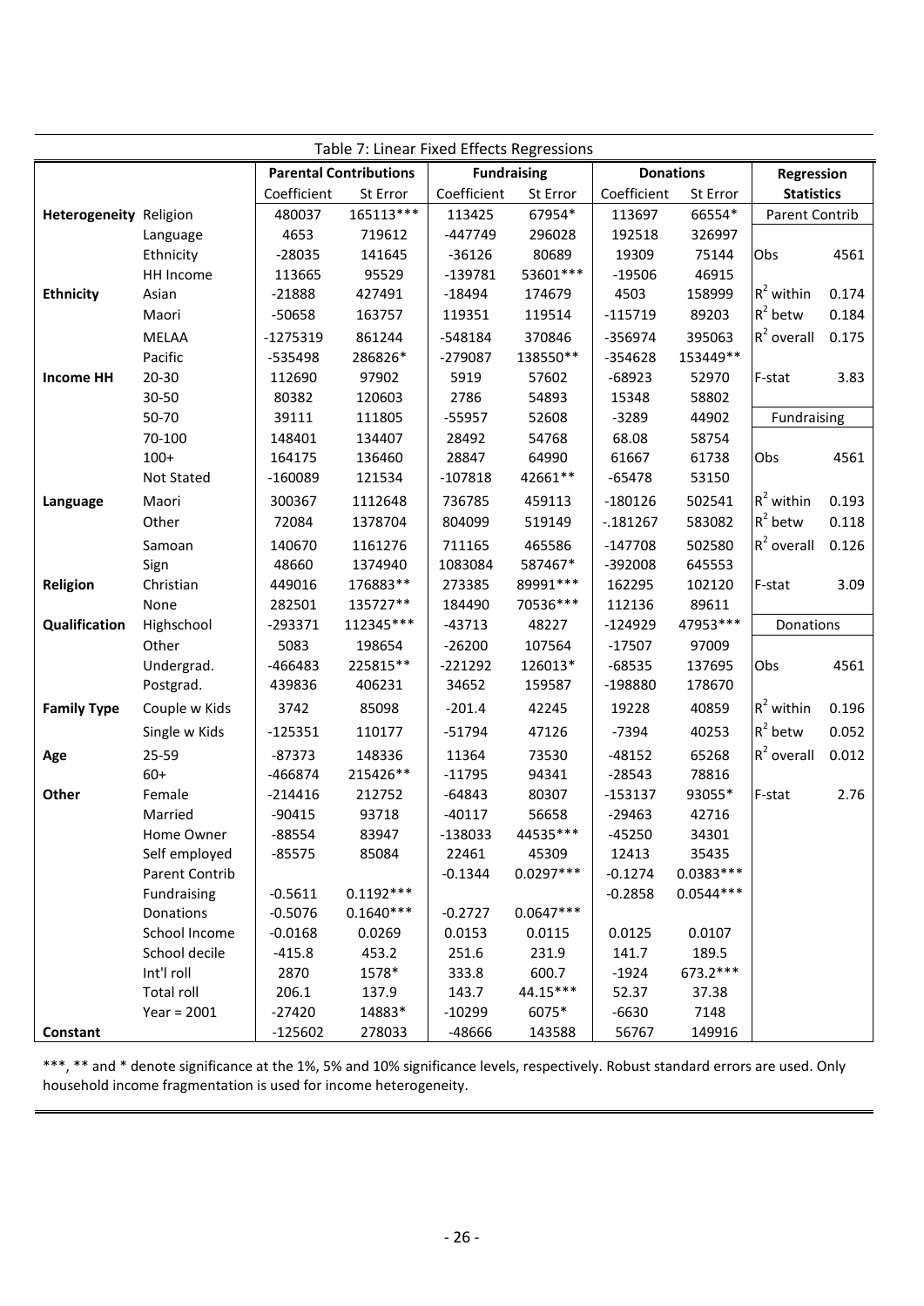Table 7: Linear Fixed Effects Regressions

| | | Parental Contributions | | Fundraising | | Donations | | Regression Statistics | |
|---|---|---|---|---|---|---|---|---|---|
| | | Coefficient | St Error | Coefficient | St Error | Coefficient | St Error | | |
| **Heterogeneity** | Religion | 480037 | 165113*** | 113425 | 67954* | 113697 | 66554* | Parent Contrib | |
| | Language | 4653 | 719612 | -447749 | 296028 | 192518 | 326997 | | |
| | Ethnicity | -28035 | 141645 | -36126 | 80689 | 19309 | 75144 | Obs | 4561 |
| | HH Income | 113665 | 95529 | -139781 | 53601*** | -19506 | 46915 | | |
| **Ethnicity** | Asian | -21888 | 427491 | -18494 | 174679 | 4503 | 158999 | $R^2$ within | 0.174 |
| | Maori | -50658 | 163757 | 119351 | 119514 | -115719 | 89203 | $R^2$ betw | 0.184 |
| | MELAA | -1275319 | 861244 | -548184 | 370846 | -356974 | 395063 | $R^2$ overall | 0.175 |
| | Pacific | -535498 | 286826* | -279087 | 138550** | -354628 | 153449** | | |
| **Income HH** | 20-30 | 112690 | 97902 | 5919 | 57602 | -68923 | 52970 | F-stat | 3.83 |
| | 30-50 | 80382 | 120603 | 2786 | 54893 | 15348 | 58802 | | |
| | 50-70 | 39111 | 111805 | -55957 | 52608 | -3289 | 44902 | Fundraising | |
| | 70-100 | 148401 | 134407 | 28492 | 54768 | 68.08 | 58754 | | |
| | 100+ | 164175 | 136460 | 28847 | 64990 | 61667 | 61738 | Obs | 4561 |
| | Not Stated | -160089 | 121534 | -107818 | 42661** | -65478 | 53150 | | |
| **Language** | Maori | 300367 | 1112648 | 736785 | 459113 | -180126 | 502541 | $R^2$ within | 0.193 |
| | Other | 72084 | 1378704 | 804099 | 519149 | -.181267 | 583082 | $R^2$ betw | 0.118 |
| | Samoan | 140670 | 1161276 | 711165 | 465586 | -147708 | 502580 | $R^2$ overall | 0.126 |
| | Sign | 48660 | 1374940 | 1083084 | 587467* | -392008 | 645553 | | |
| **Religion** | Christian | 449016 | 176883** | 273385 | 89991*** | 162295 | 102120 | F-stat | 3.09 |
| | None | 282501 | 135727** | 184490 | 70536*** | 112136 | 89611 | | |
| **Qualification** | Highschool | -293371 | 112345*** | -43713 | 48227 | -124929 | 47953*** | Donations | |
| | Other | 5083 | 198654 | -26200 | 107564 | -17507 | 97009 | | |
| | Undergrad. | -466483 | 225815** | -221292 | 126013* | -68535 | 137695 | Obs | 4561 |
| | Postgrad. | 439836 | 406231 | 34652 | 159587 | -198880 | 178670 | | |
| **Family Type** | Couple w Kids | 3742 | 85098 | -201.4 | 42245 | 19228 | 40859 | $R^2$ within | 0.196 |
| | Single w Kids | -125351 | 110177 | -51794 | 47126 | -7394 | 40253 | $R^2$ betw | 0.052 |
| **Age** | 25-59 | -87373 | 148336 | 11364 | 73530 | -48152 | 65268 | $R^2$ overall | 0.012 |
| | 60+ | -466874 | 215426** | -11795 | 94341 | -28543 | 78816 | | |
| **Other** | Female | -214416 | 212752 | -64843 | 80307 | -153137 | 93055* | F-stat | 2.76 |
| | Married | -90415 | 93718 | -40117 | 56658 | -29463 | 42716 | | |
| | Home Owner | -88554 | 83947 | -138033 | 44535*** | -45250 | 34301 | | |
| | Self employed | -85575 | 85084 | 22461 | 45309 | 12413 | 35435 | | |
| | Parent Contrib | | | -0.1344 | 0.0297*** | -0.1274 | 0.0383*** | | |
| | Fundraising | -0.5611 | 0.1192*** | | | -0.2858 | 0.0544*** | | |
| | Donations | -0.5076 | 0.1640*** | -0.2727 | 0.0647*** | | | | |
| | School Income | -0.0168 | 0.0269 | 0.0153 | 0.0115 | 0.0125 | 0.0107 | | |
| | School decile | -415.8 | 453.2 | 251.6 | 231.9 | 141.7 | 189.5 | | |
| | Int'l roll | 2870 | 1578* | 333.8 | 600.7 | -1924 | 673.2*** | | |
| | Total roll | 206.1 | 137.9 | 143.7 | 44.15*** | 52.37 | 37.38 | | |
| | Year = 2001 | -27420 | 14883* | -10299 | 6075* | -6630 | 7148 | | |
| **Constant** | | -125602 | 278033 | -48666 | 143588 | 56767 | 149916 | | |

***, ** and * denote significance at the 1%, 5% and 10% significance levels, respectively. Robust standard errors are used. Only household income fragmentation is used for income heterogeneity.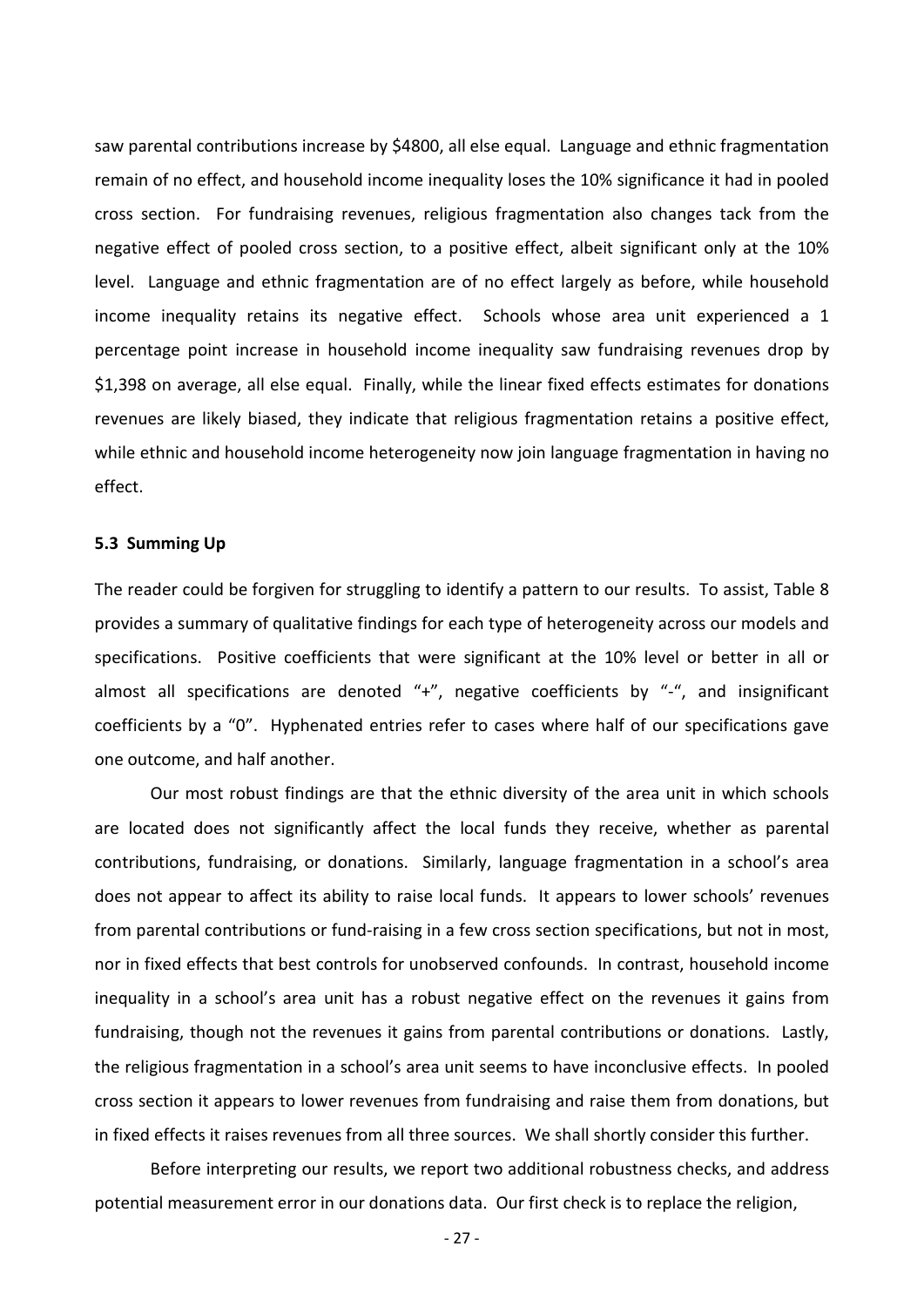saw parental contributions increase by $4800, all else equal. Language and ethnic fragmentation remain of no effect, and household income inequality loses the 10% significance it had in pooled cross section. For fundraising revenues, religious fragmentation also changes tack from the negative effect of pooled cross section, to a positive effect, albeit significant only at the 10% level. Language and ethnic fragmentation are of no effect largely as before, while household income inequality retains its negative effect. Schools whose area unit experienced a 1 percentage point increase in household income inequality saw fundraising revenues drop by $1,398 on average, all else equal. Finally, while the linear fixed effects estimates for donations revenues are likely biased, they indicate that religious fragmentation retains a positive effect, while ethnic and household income heterogeneity now join language fragmentation in having no effect.

### 5.3 Summing Up

The reader could be forgiven for struggling to identify a pattern to our results. To assist, Table 8 provides a summary of qualitative findings for each type of heterogeneity across our models and specifications. Positive coefficients that were significant at the 10% level or better in all or almost all specifications are denoted "+", negative coefficients by "-", and insignificant coefficients by a "0". Hyphenated entries refer to cases where half of our specifications gave one outcome, and half another.

Our most robust findings are that the ethnic diversity of the area unit in which schools are located does not significantly affect the local funds they receive, whether as parental contributions, fundraising, or donations. Similarly, language fragmentation in a school's area does not appear to affect its ability to raise local funds. It appears to lower schools' revenues from parental contributions or fund-raising in a few cross section specifications, but not in most, nor in fixed effects that best controls for unobserved confounds. In contrast, household income inequality in a school's area unit has a robust negative effect on the revenues it gains from fundraising, though not the revenues it gains from parental contributions or donations. Lastly, the religious fragmentation in a school's area unit seems to have inconclusive effects. In pooled cross section it appears to lower revenues from fundraising and raise them from donations, but in fixed effects it raises revenues from all three sources. We shall shortly consider this further.

Before interpreting our results, we report two additional robustness checks, and address potential measurement error in our donations data. Our first check is to replace the religion,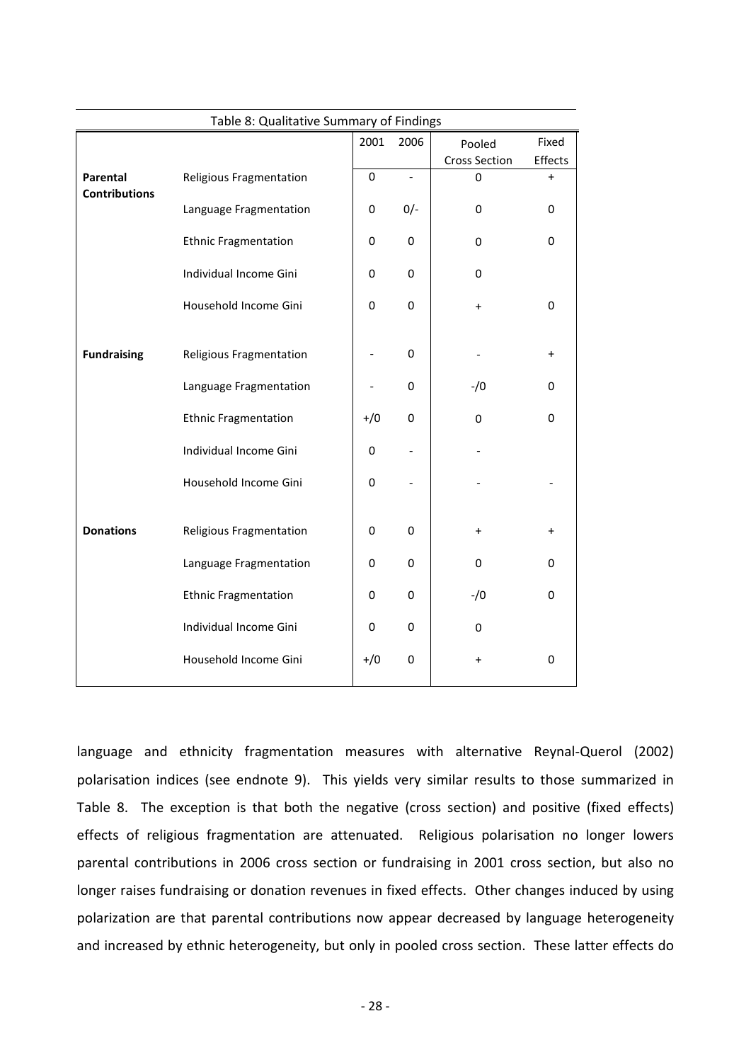Table 8: Qualitative Summary of Findings

| | | 2001 | 2006 | Pooled Cross Section | Fixed Effects |
|---|---|---|---|---|---|
| **Parental Contributions** | Religious Fragmentation | 0 | - | 0 | + |
| | Language Fragmentation | 0 | 0/- | 0 | 0 |
| | Ethnic Fragmentation | 0 | 0 | 0 | 0 |
| | Individual Income Gini | 0 | 0 | 0 | |
| | Household Income Gini | 0 | 0 | + | 0 |
| **Fundraising** | Religious Fragmentation | - | 0 | - | + |
| | Language Fragmentation | - | 0 | -/0 | 0 |
| | Ethnic Fragmentation | +/0 | 0 | 0 | 0 |
| | Individual Income Gini | 0 | - | - | |
| | Household Income Gini | 0 | - | - | - |
| **Donations** | Religious Fragmentation | 0 | 0 | + | + |
| | Language Fragmentation | 0 | 0 | 0 | 0 |
| | Ethnic Fragmentation | 0 | 0 | -/0 | 0 |
| | Individual Income Gini | 0 | 0 | 0 | |
| | Household Income Gini | +/0 | 0 | + | 0 |

language and ethnicity fragmentation measures with alternative Reynal-Querol (2002) polarisation indices (see endnote 9). This yields very similar results to those summarized in Table 8. The exception is that both the negative (cross section) and positive (fixed effects) effects of religious fragmentation are attenuated. Religious polarisation no longer lowers parental contributions in 2006 cross section or fundraising in 2001 cross section, but also no longer raises fundraising or donation revenues in fixed effects. Other changes induced by using polarization are that parental contributions now appear decreased by language heterogeneity and increased by ethnic heterogeneity, but only in pooled cross section. These latter effects do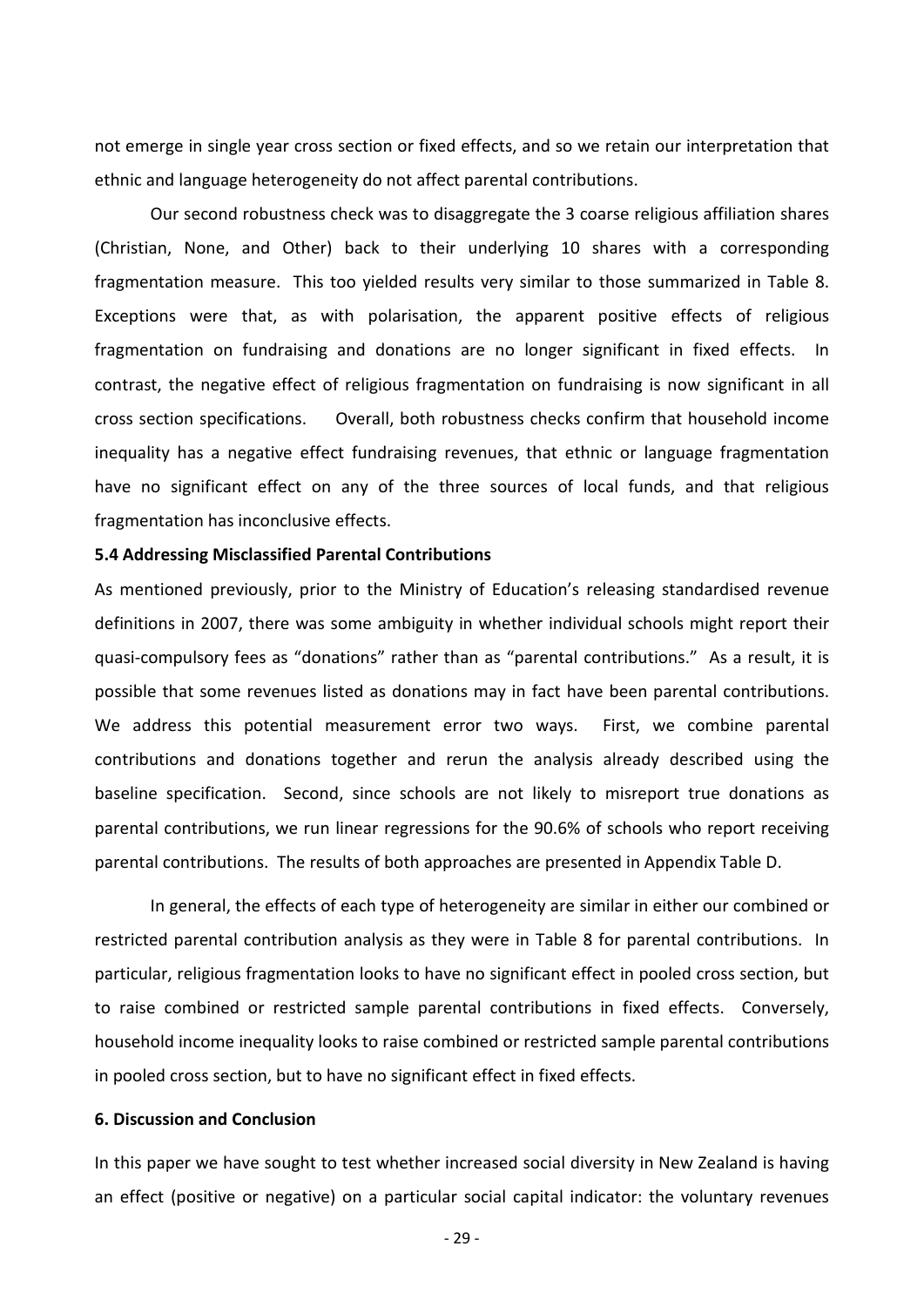not emerge in single year cross section or fixed effects, and so we retain our interpretation that ethnic and language heterogeneity do not affect parental contributions.

Our second robustness check was to disaggregate the 3 coarse religious affiliation shares (Christian, None, and Other) back to their underlying 10 shares with a corresponding fragmentation measure. This too yielded results very similar to those summarized in Table 8. Exceptions were that, as with polarisation, the apparent positive effects of religious fragmentation on fundraising and donations are no longer significant in fixed effects. In contrast, the negative effect of religious fragmentation on fundraising is now significant in all cross section specifications. Overall, both robustness checks confirm that household income inequality has a negative effect fundraising revenues, that ethnic or language fragmentation have no significant effect on any of the three sources of local funds, and that religious fragmentation has inconclusive effects.

### 5.4 Addressing Misclassified Parental Contributions

As mentioned previously, prior to the Ministry of Education's releasing standardised revenue definitions in 2007, there was some ambiguity in whether individual schools might report their quasi-compulsory fees as "donations" rather than as "parental contributions." As a result, it is possible that some revenues listed as donations may in fact have been parental contributions. We address this potential measurement error two ways. First, we combine parental contributions and donations together and rerun the analysis already described using the baseline specification. Second, since schools are not likely to misreport true donations as parental contributions, we run linear regressions for the 90.6% of schools who report receiving parental contributions. The results of both approaches are presented in Appendix Table D.

In general, the effects of each type of heterogeneity are similar in either our combined or restricted parental contribution analysis as they were in Table 8 for parental contributions. In particular, religious fragmentation looks to have no significant effect in pooled cross section, but to raise combined or restricted sample parental contributions in fixed effects. Conversely, household income inequality looks to raise combined or restricted sample parental contributions in pooled cross section, but to have no significant effect in fixed effects.

## 6. Discussion and Conclusion

In this paper we have sought to test whether increased social diversity in New Zealand is having an effect (positive or negative) on a particular social capital indicator: the voluntary revenues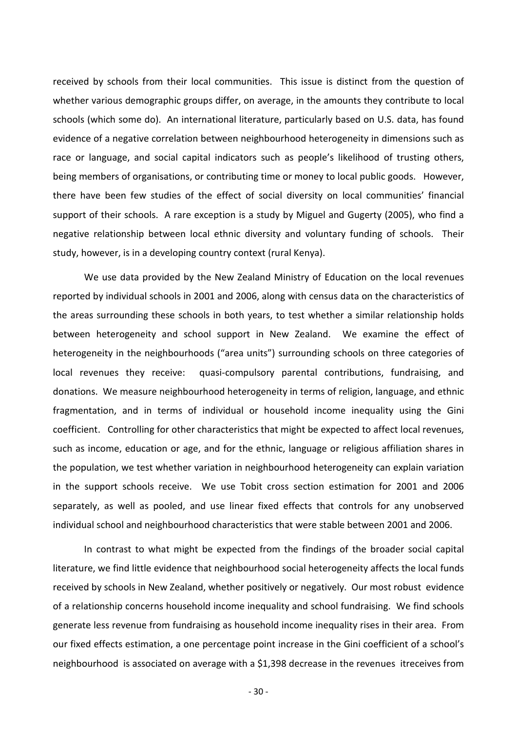received by schools from their local communities. This issue is distinct from the question of whether various demographic groups differ, on average, in the amounts they contribute to local schools (which some do). An international literature, particularly based on U.S. data, has found evidence of a negative correlation between neighbourhood heterogeneity in dimensions such as race or language, and social capital indicators such as people's likelihood of trusting others, being members of organisations, or contributing time or money to local public goods. However, there have been few studies of the effect of social diversity on local communities' financial support of their schools. A rare exception is a study by Miguel and Gugerty (2005), who find a negative relationship between local ethnic diversity and voluntary funding of schools. Their study, however, is in a developing country context (rural Kenya).

We use data provided by the New Zealand Ministry of Education on the local revenues reported by individual schools in 2001 and 2006, along with census data on the characteristics of the areas surrounding these schools in both years, to test whether a similar relationship holds between heterogeneity and school support in New Zealand. We examine the effect of heterogeneity in the neighbourhoods ("area units") surrounding schools on three categories of local revenues they receive: quasi-compulsory parental contributions, fundraising, and donations. We measure neighbourhood heterogeneity in terms of religion, language, and ethnic fragmentation, and in terms of individual or household income inequality using the Gini coefficient. Controlling for other characteristics that might be expected to affect local revenues, such as income, education or age, and for the ethnic, language or religious affiliation shares in the population, we test whether variation in neighbourhood heterogeneity can explain variation in the support schools receive. We use Tobit cross section estimation for 2001 and 2006 separately, as well as pooled, and use linear fixed effects that controls for any unobserved individual school and neighbourhood characteristics that were stable between 2001 and 2006.

In contrast to what might be expected from the findings of the broader social capital literature, we find little evidence that neighbourhood social heterogeneity affects the local funds received by schools in New Zealand, whether positively or negatively. Our most robust evidence of a relationship concerns household income inequality and school fundraising. We find schools generate less revenue from fundraising as household income inequality rises in their area. From our fixed effects estimation, a one percentage point increase in the Gini coefficient of a school's neighbourhood is associated on average with a $1,398 decrease in the revenues itreceives from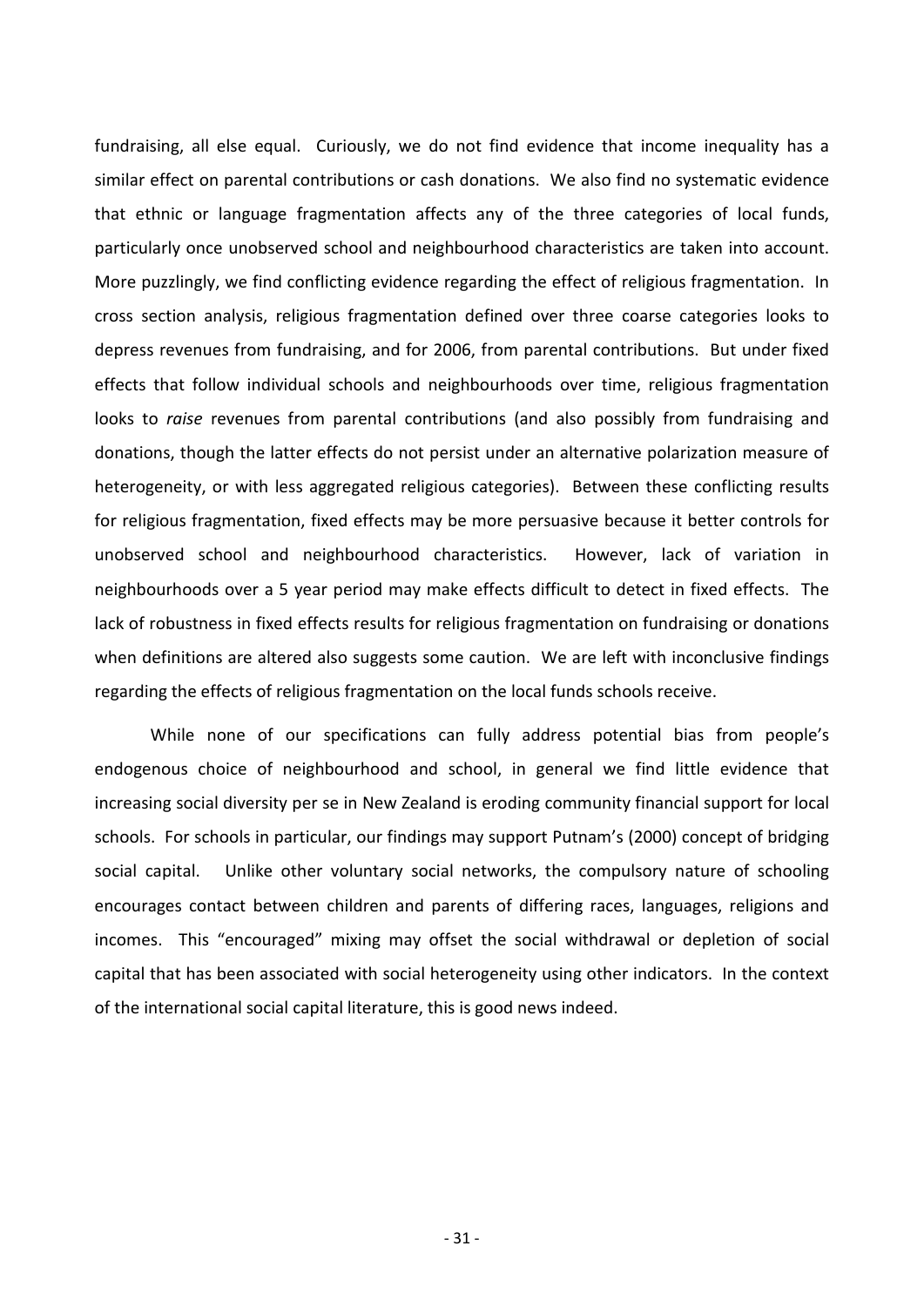fundraising, all else equal. Curiously, we do not find evidence that income inequality has a similar effect on parental contributions or cash donations. We also find no systematic evidence that ethnic or language fragmentation affects any of the three categories of local funds, particularly once unobserved school and neighbourhood characteristics are taken into account. More puzzlingly, we find conflicting evidence regarding the effect of religious fragmentation. In cross section analysis, religious fragmentation defined over three coarse categories looks to depress revenues from fundraising, and for 2006, from parental contributions. But under fixed effects that follow individual schools and neighbourhoods over time, religious fragmentation looks to *raise* revenues from parental contributions (and also possibly from fundraising and donations, though the latter effects do not persist under an alternative polarization measure of heterogeneity, or with less aggregated religious categories). Between these conflicting results for religious fragmentation, fixed effects may be more persuasive because it better controls for unobserved school and neighbourhood characteristics. However, lack of variation in neighbourhoods over a 5 year period may make effects difficult to detect in fixed effects. The lack of robustness in fixed effects results for religious fragmentation on fundraising or donations when definitions are altered also suggests some caution. We are left with inconclusive findings regarding the effects of religious fragmentation on the local funds schools receive.

While none of our specifications can fully address potential bias from people's endogenous choice of neighbourhood and school, in general we find little evidence that increasing social diversity per se in New Zealand is eroding community financial support for local schools. For schools in particular, our findings may support Putnam's (2000) concept of bridging social capital. Unlike other voluntary social networks, the compulsory nature of schooling encourages contact between children and parents of differing races, languages, religions and incomes. This "encouraged" mixing may offset the social withdrawal or depletion of social capital that has been associated with social heterogeneity using other indicators. In the context of the international social capital literature, this is good news indeed.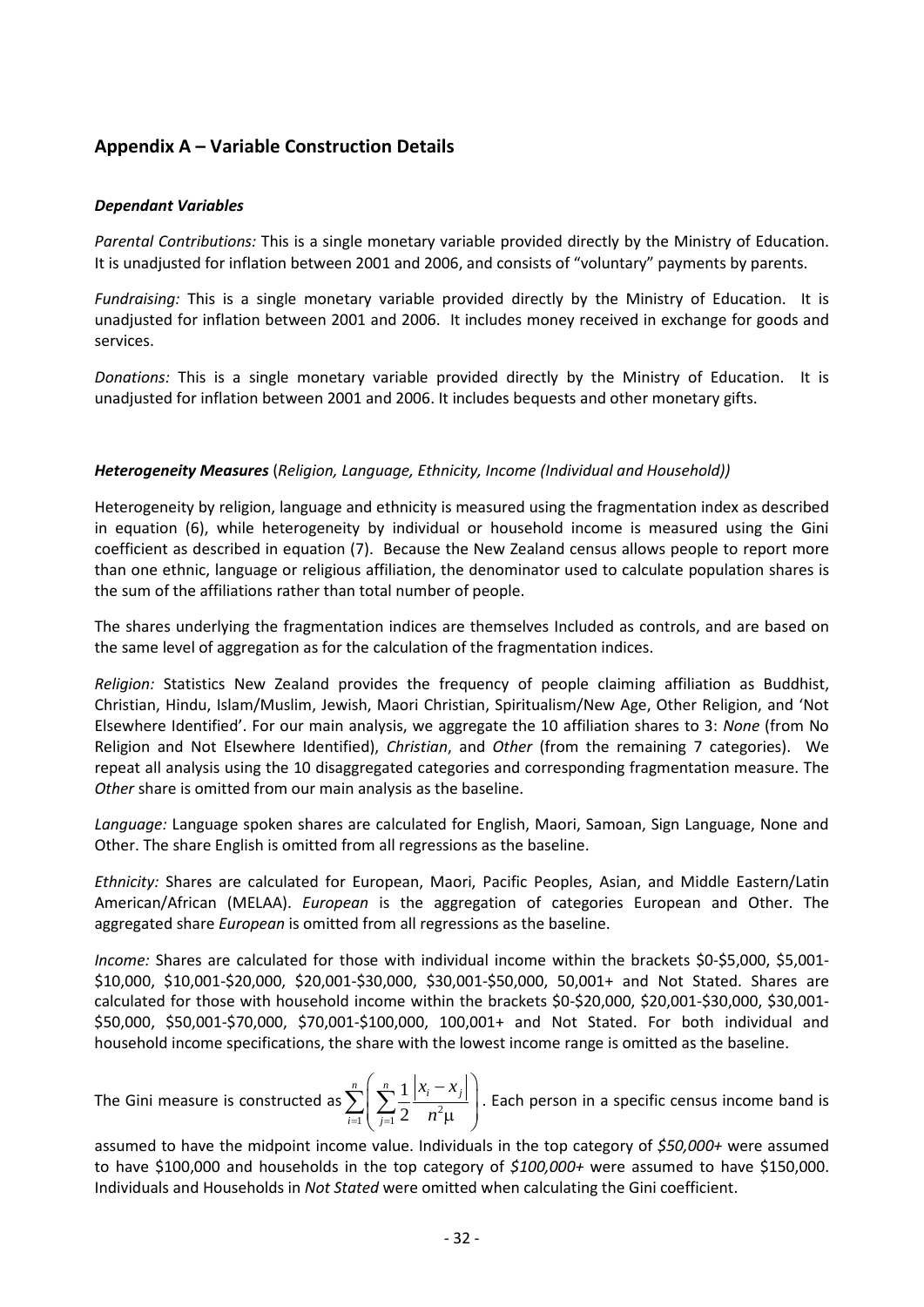## Appendix A – Variable Construction Details

### *Dependant Variables*

*Parental Contributions:* This is a single monetary variable provided directly by the Ministry of Education. It is unadjusted for inflation between 2001 and 2006, and consists of "voluntary" payments by parents.

*Fundraising:* This is a single monetary variable provided directly by the Ministry of Education. It is unadjusted for inflation between 2001 and 2006. It includes money received in exchange for goods and services.

*Donations:* This is a single monetary variable provided directly by the Ministry of Education. It is unadjusted for inflation between 2001 and 2006. It includes bequests and other monetary gifts.

### *Heterogeneity Measures* (*Religion, Language, Ethnicity, Income (Individual and Household)*)

Heterogeneity by religion, language and ethnicity is measured using the fragmentation index as described in equation (6), while heterogeneity by individual or household income is measured using the Gini coefficient as described in equation (7). Because the New Zealand census allows people to report more than one ethnic, language or religious affiliation, the denominator used to calculate population shares is the sum of the affiliations rather than total number of people.

The shares underlying the fragmentation indices are themselves Included as controls, and are based on the same level of aggregation as for the calculation of the fragmentation indices.

*Religion:* Statistics New Zealand provides the frequency of people claiming affiliation as Buddhist, Christian, Hindu, Islam/Muslim, Jewish, Maori Christian, Spiritualism/New Age, Other Religion, and 'Not Elsewhere Identified'. For our main analysis, we aggregate the 10 affiliation shares to 3: *None* (from No Religion and Not Elsewhere Identified), *Christian*, and *Other* (from the remaining 7 categories). We repeat all analysis using the 10 disaggregated categories and corresponding fragmentation measure. The *Other* share is omitted from our main analysis as the baseline.

*Language:* Language spoken shares are calculated for English, Maori, Samoan, Sign Language, None and Other. The share English is omitted from all regressions as the baseline.

*Ethnicity:* Shares are calculated for European, Maori, Pacific Peoples, Asian, and Middle Eastern/Latin American/African (MELAA). *European* is the aggregation of categories European and Other. The aggregated share *European* is omitted from all regressions as the baseline.

*Income:* Shares are calculated for those with individual income within the brackets \$0-\$5,000, \$5,001-\$10,000, \$10,001-\$20,000, \$20,001-\$30,000, \$30,001-\$50,000, 50,001+ and Not Stated. Shares are calculated for those with household income within the brackets \$0-\$20,000, \$20,001-\$30,000, \$30,001-\$50,000, \$50,001-\$70,000, \$70,001-\$100,000, 100,001+ and Not Stated. For both individual and household income specifications, the share with the lowest income range is omitted as the baseline.

The Gini measure is constructed as $\sum_{i=1}^{n}\left(\sum_{j=1}^{n}\frac{1}{2}\frac{|x_i - x_j|}{n^2\mu}\right)$. Each person in a specific census income band is assumed to have the midpoint income value. Individuals in the top category of *\$50,000+* were assumed to have \$100,000 and households in the top category of *\$100,000+* were assumed to have \$150,000. Individuals and Households in *Not Stated* were omitted when calculating the Gini coefficient.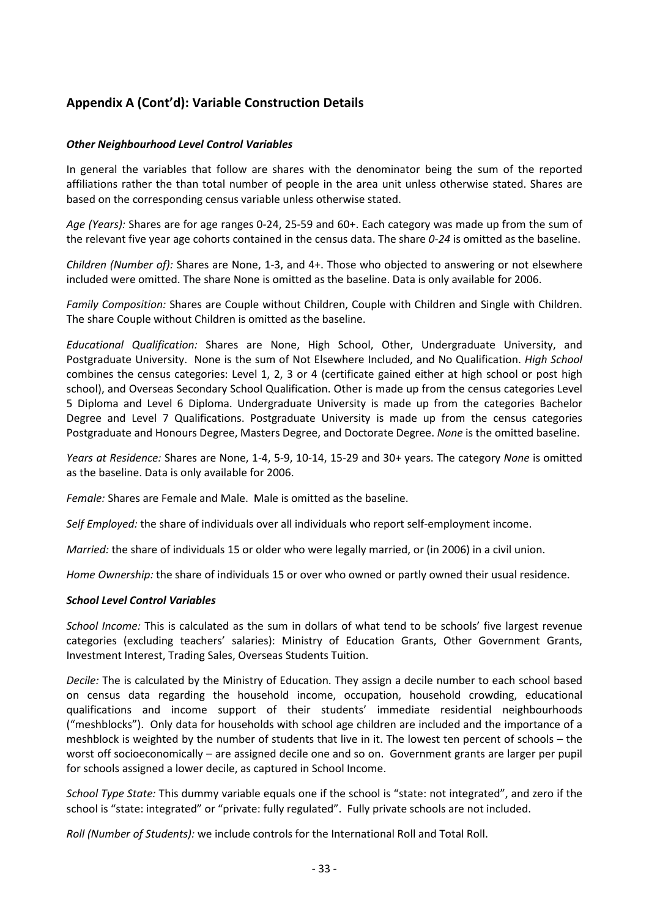## Appendix A (Cont'd): Variable Construction Details

### *Other Neighbourhood Level Control Variables*

In general the variables that follow are shares with the denominator being the sum of the reported affiliations rather the than total number of people in the area unit unless otherwise stated. Shares are based on the corresponding census variable unless otherwise stated.

*Age (Years):* Shares are for age ranges 0-24, 25-59 and 60+. Each category was made up from the sum of the relevant five year age cohorts contained in the census data. The share *0-24* is omitted as the baseline.

*Children (Number of):* Shares are None, 1-3, and 4+. Those who objected to answering or not elsewhere included were omitted. The share None is omitted as the baseline. Data is only available for 2006.

*Family Composition:* Shares are Couple without Children, Couple with Children and Single with Children. The share Couple without Children is omitted as the baseline.

*Educational Qualification:* Shares are None, High School, Other, Undergraduate University, and Postgraduate University. None is the sum of Not Elsewhere Included, and No Qualification. *High School* combines the census categories: Level 1, 2, 3 or 4 (certificate gained either at high school or post high school), and Overseas Secondary School Qualification. Other is made up from the census categories Level 5 Diploma and Level 6 Diploma. Undergraduate University is made up from the categories Bachelor Degree and Level 7 Qualifications. Postgraduate University is made up from the census categories Postgraduate and Honours Degree, Masters Degree, and Doctorate Degree. *None* is the omitted baseline.

*Years at Residence:* Shares are None, 1-4, 5-9, 10-14, 15-29 and 30+ years. The category *None* is omitted as the baseline. Data is only available for 2006.

*Female:* Shares are Female and Male. Male is omitted as the baseline.

*Self Employed:* the share of individuals over all individuals who report self-employment income.

*Married:* the share of individuals 15 or older who were legally married, or (in 2006) in a civil union.

*Home Ownership:* the share of individuals 15 or over who owned or partly owned their usual residence.

### *School Level Control Variables*

*School Income:* This is calculated as the sum in dollars of what tend to be schools' five largest revenue categories (excluding teachers' salaries): Ministry of Education Grants, Other Government Grants, Investment Interest, Trading Sales, Overseas Students Tuition.

*Decile:* The is calculated by the Ministry of Education. They assign a decile number to each school based on census data regarding the household income, occupation, household crowding, educational qualifications and income support of their students' immediate residential neighbourhoods ("meshblocks"). Only data for households with school age children are included and the importance of a meshblock is weighted by the number of students that live in it. The lowest ten percent of schools – the worst off socioeconomically – are assigned decile one and so on. Government grants are larger per pupil for schools assigned a lower decile, as captured in School Income.

*School Type State:* This dummy variable equals one if the school is "state: not integrated", and zero if the school is "state: integrated" or "private: fully regulated". Fully private schools are not included.

*Roll (Number of Students):* we include controls for the International Roll and Total Roll.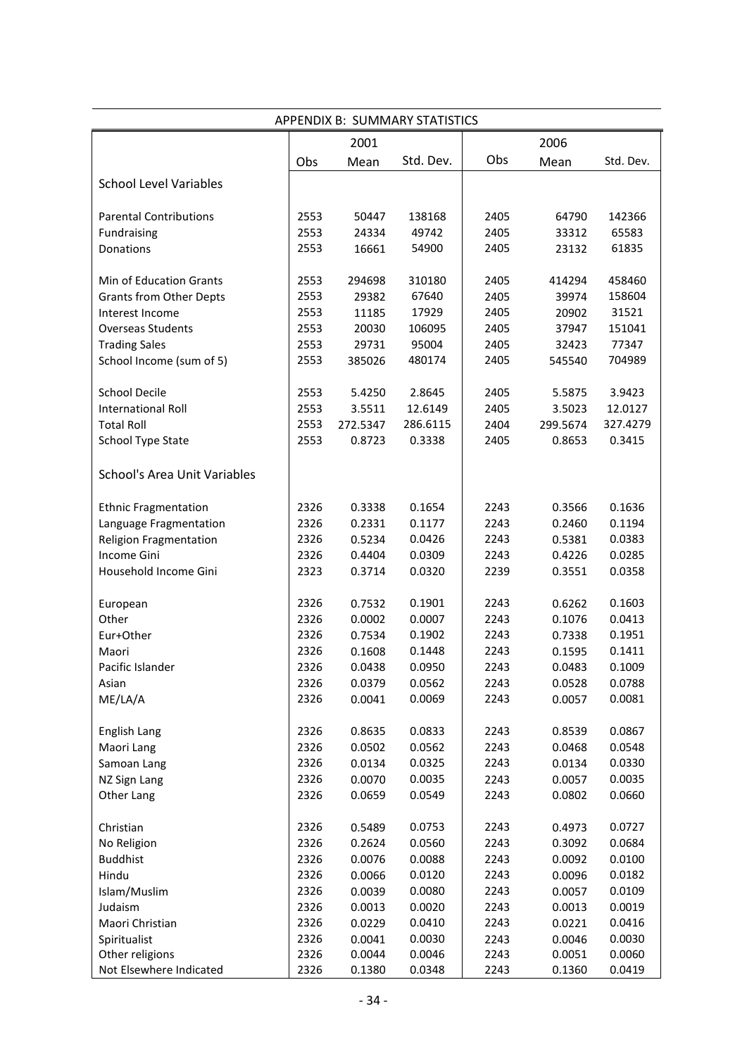## APPENDIX B: SUMMARY STATISTICS

| | 2001 | | | 2006 | | |
|---|---|---|---|---|---|---|
| | Obs | Mean | Std. Dev. | Obs | Mean | Std. Dev. |
| **School Level Variables** | | | | | | |
| Parental Contributions | 2553 | 50447 | 138168 | 2405 | 64790 | 142366 |
| Fundraising | 2553 | 24334 | 49742 | 2405 | 33312 | 65583 |
| Donations | 2553 | 16661 | 54900 | 2405 | 23132 | 61835 |
| Min of Education Grants | 2553 | 294698 | 310180 | 2405 | 414294 | 458460 |
| Grants from Other Depts | 2553 | 29382 | 67640 | 2405 | 39974 | 158604 |
| Interest Income | 2553 | 11185 | 17929 | 2405 | 20902 | 31521 |
| Overseas Students | 2553 | 20030 | 106095 | 2405 | 37947 | 151041 |
| Trading Sales | 2553 | 29731 | 95004 | 2405 | 32423 | 77347 |
| School Income (sum of 5) | 2553 | 385026 | 480174 | 2405 | 545540 | 704989 |
| School Decile | 2553 | 5.4250 | 2.8645 | 2405 | 5.5875 | 3.9423 |
| International Roll | 2553 | 3.5511 | 12.6149 | 2405 | 3.5023 | 12.0127 |
| Total Roll | 2553 | 272.5347 | 286.6115 | 2404 | 299.5674 | 327.4279 |
| School Type State | 2553 | 0.8723 | 0.3338 | 2405 | 0.8653 | 0.3415 |
| **School's Area Unit Variables** | | | | | | |
| Ethnic Fragmentation | 2326 | 0.3338 | 0.1654 | 2243 | 0.3566 | 0.1636 |
| Language Fragmentation | 2326 | 0.2331 | 0.1177 | 2243 | 0.2460 | 0.1194 |
| Religion Fragmentation | 2326 | 0.5234 | 0.0426 | 2243 | 0.5381 | 0.0383 |
| Income Gini | 2326 | 0.4404 | 0.0309 | 2243 | 0.4226 | 0.0285 |
| Household Income Gini | 2323 | 0.3714 | 0.0320 | 2239 | 0.3551 | 0.0358 |
| European | 2326 | 0.7532 | 0.1901 | 2243 | 0.6262 | 0.1603 |
| Other | 2326 | 0.0002 | 0.0007 | 2243 | 0.1076 | 0.0413 |
| Eur+Other | 2326 | 0.7534 | 0.1902 | 2243 | 0.7338 | 0.1951 |
| Maori | 2326 | 0.1608 | 0.1448 | 2243 | 0.1595 | 0.1411 |
| Pacific Islander | 2326 | 0.0438 | 0.0950 | 2243 | 0.0483 | 0.1009 |
| Asian | 2326 | 0.0379 | 0.0562 | 2243 | 0.0528 | 0.0788 |
| ME/LA/A | 2326 | 0.0041 | 0.0069 | 2243 | 0.0057 | 0.0081 |
| English Lang | 2326 | 0.8635 | 0.0833 | 2243 | 0.8539 | 0.0867 |
| Maori Lang | 2326 | 0.0502 | 0.0562 | 2243 | 0.0468 | 0.0548 |
| Samoan Lang | 2326 | 0.0134 | 0.0325 | 2243 | 0.0134 | 0.0330 |
| NZ Sign Lang | 2326 | 0.0070 | 0.0035 | 2243 | 0.0057 | 0.0035 |
| Other Lang | 2326 | 0.0659 | 0.0549 | 2243 | 0.0802 | 0.0660 |
| Christian | 2326 | 0.5489 | 0.0753 | 2243 | 0.4973 | 0.0727 |
| No Religion | 2326 | 0.2624 | 0.0560 | 2243 | 0.3092 | 0.0684 |
| Buddhist | 2326 | 0.0076 | 0.0088 | 2243 | 0.0092 | 0.0100 |
| Hindu | 2326 | 0.0066 | 0.0120 | 2243 | 0.0096 | 0.0182 |
| Islam/Muslim | 2326 | 0.0039 | 0.0080 | 2243 | 0.0057 | 0.0109 |
| Judaism | 2326 | 0.0013 | 0.0020 | 2243 | 0.0013 | 0.0019 |
| Maori Christian | 2326 | 0.0229 | 0.0410 | 2243 | 0.0221 | 0.0416 |
| Spiritualist | 2326 | 0.0041 | 0.0030 | 2243 | 0.0046 | 0.0030 |
| Other religions | 2326 | 0.0044 | 0.0046 | 2243 | 0.0051 | 0.0060 |
| Not Elsewhere Indicated | 2326 | 0.1380 | 0.0348 | 2243 | 0.1360 | 0.0419 |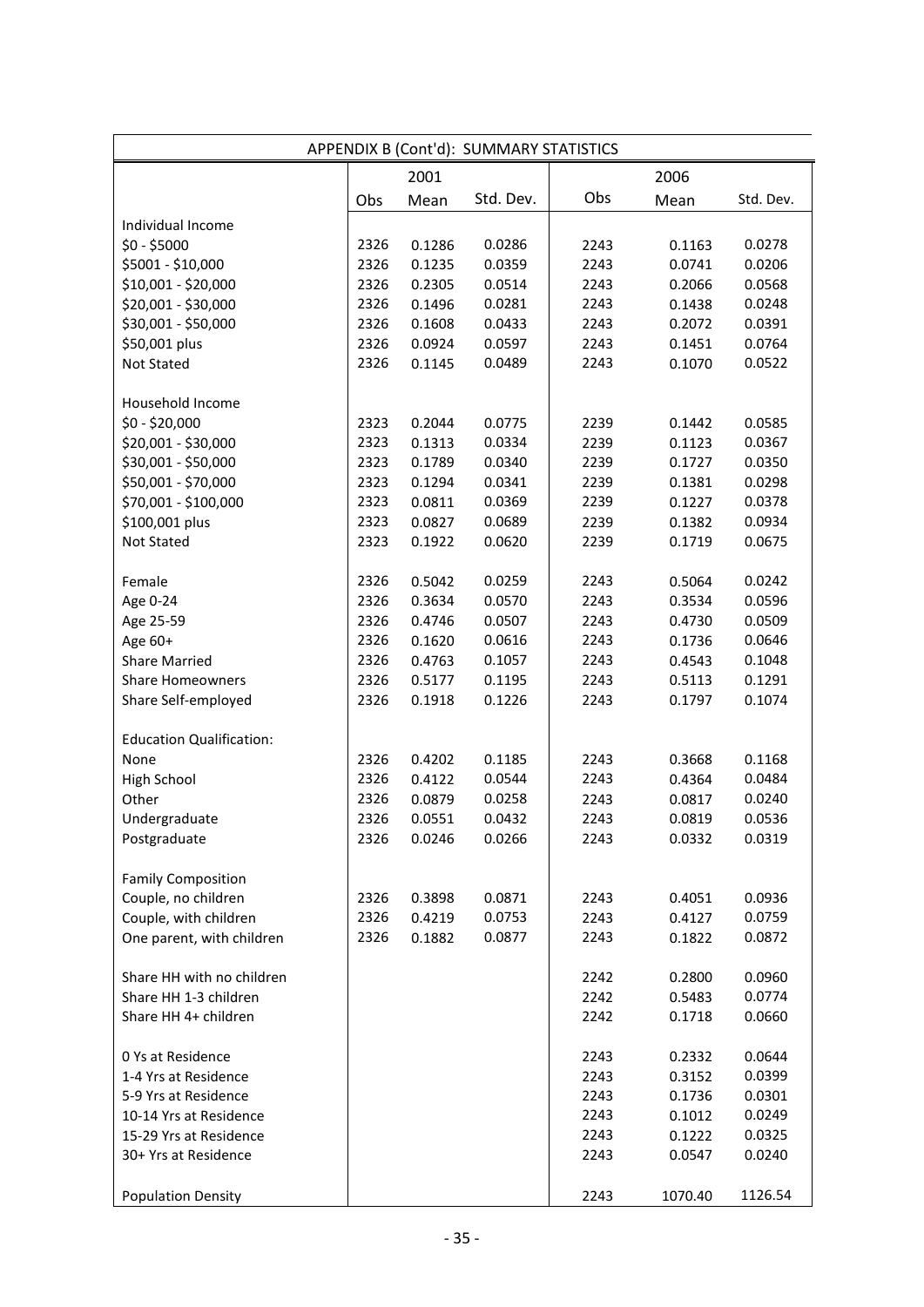| APPENDIX B (Cont'd): SUMMARY STATISTICS | | | | | | |
|---|---|---|---|---|---|---|
| | 2001 | | | 2006 | | |
| | Obs | Mean | Std. Dev. | Obs | Mean | Std. Dev. |
| Individual Income | | | | | | |
| $0 - $5000 | 2326 | 0.1286 | 0.0286 | 2243 | 0.1163 | 0.0278 |
| $5001 - $10,000 | 2326 | 0.1235 | 0.0359 | 2243 | 0.0741 | 0.0206 |
| $10,001 - $20,000 | 2326 | 0.2305 | 0.0514 | 2243 | 0.2066 | 0.0568 |
| $20,001 - $30,000 | 2326 | 0.1496 | 0.0281 | 2243 | 0.1438 | 0.0248 |
| $30,001 - $50,000 | 2326 | 0.1608 | 0.0433 | 2243 | 0.2072 | 0.0391 |
| $50,001 plus | 2326 | 0.0924 | 0.0597 | 2243 | 0.1451 | 0.0764 |
| Not Stated | 2326 | 0.1145 | 0.0489 | 2243 | 0.1070 | 0.0522 |
| Household Income | | | | | | |
| $0 - $20,000 | 2323 | 0.2044 | 0.0775 | 2239 | 0.1442 | 0.0585 |
| $20,001 - $30,000 | 2323 | 0.1313 | 0.0334 | 2239 | 0.1123 | 0.0367 |
| $30,001 - $50,000 | 2323 | 0.1789 | 0.0340 | 2239 | 0.1727 | 0.0350 |
| $50,001 - $70,000 | 2323 | 0.1294 | 0.0341 | 2239 | 0.1381 | 0.0298 |
| $70,001 - $100,000 | 2323 | 0.0811 | 0.0369 | 2239 | 0.1227 | 0.0378 |
| $100,001 plus | 2323 | 0.0827 | 0.0689 | 2239 | 0.1382 | 0.0934 |
| Not Stated | 2323 | 0.1922 | 0.0620 | 2239 | 0.1719 | 0.0675 |
| Female | 2326 | 0.5042 | 0.0259 | 2243 | 0.5064 | 0.0242 |
| Age 0-24 | 2326 | 0.3634 | 0.0570 | 2243 | 0.3534 | 0.0596 |
| Age 25-59 | 2326 | 0.4746 | 0.0507 | 2243 | 0.4730 | 0.0509 |
| Age 60+ | 2326 | 0.1620 | 0.0616 | 2243 | 0.1736 | 0.0646 |
| Share Married | 2326 | 0.4763 | 0.1057 | 2243 | 0.4543 | 0.1048 |
| Share Homeowners | 2326 | 0.5177 | 0.1195 | 2243 | 0.5113 | 0.1291 |
| Share Self-employed | 2326 | 0.1918 | 0.1226 | 2243 | 0.1797 | 0.1074 |
| Education Qualification: | | | | | | |
| None | 2326 | 0.4202 | 0.1185 | 2243 | 0.3668 | 0.1168 |
| High School | 2326 | 0.4122 | 0.0544 | 2243 | 0.4364 | 0.0484 |
| Other | 2326 | 0.0879 | 0.0258 | 2243 | 0.0817 | 0.0240 |
| Undergraduate | 2326 | 0.0551 | 0.0432 | 2243 | 0.0819 | 0.0536 |
| Postgraduate | 2326 | 0.0246 | 0.0266 | 2243 | 0.0332 | 0.0319 |
| Family Composition | | | | | | |
| Couple, no children | 2326 | 0.3898 | 0.0871 | 2243 | 0.4051 | 0.0936 |
| Couple, with children | 2326 | 0.4219 | 0.0753 | 2243 | 0.4127 | 0.0759 |
| One parent, with children | 2326 | 0.1882 | 0.0877 | 2243 | 0.1822 | 0.0872 |
| Share HH with no children | | | | 2242 | 0.2800 | 0.0960 |
| Share HH 1-3 children | | | | 2242 | 0.5483 | 0.0774 |
| Share HH 4+ children | | | | 2242 | 0.1718 | 0.0660 |
| 0 Ys at Residence | | | | 2243 | 0.2332 | 0.0644 |
| 1-4 Yrs at Residence | | | | 2243 | 0.3152 | 0.0399 |
| 5-9 Yrs at Residence | | | | 2243 | 0.1736 | 0.0301 |
| 10-14 Yrs at Residence | | | | 2243 | 0.1012 | 0.0249 |
| 15-29 Yrs at Residence | | | | 2243 | 0.1222 | 0.0325 |
| 30+ Yrs at Residence | | | | 2243 | 0.0547 | 0.0240 |
| Population Density | | | | 2243 | 1070.40 | 1126.54 |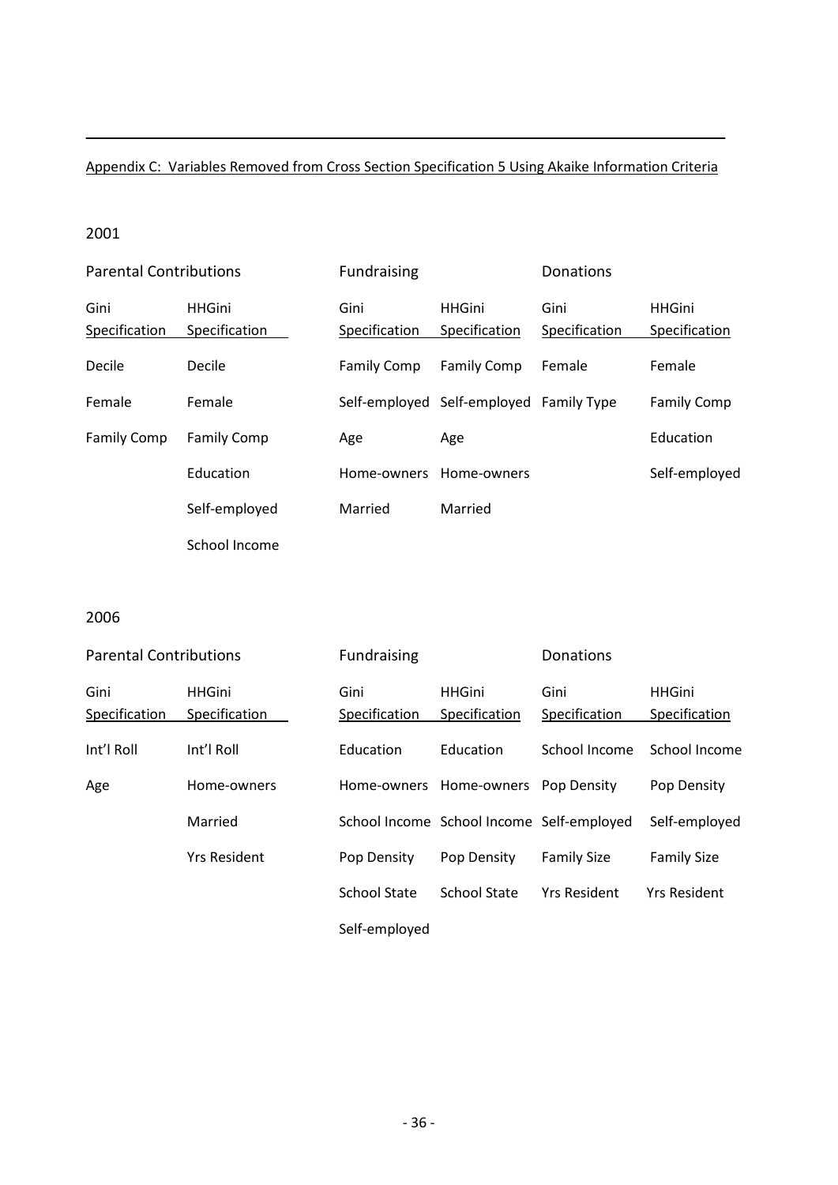Appendix C: Variables Removed from Cross Section Specification 5 Using Akaike Information Criteria

2001

| Parental Contributions | | Fundraising | | Donations | |
|---|---|---|---|---|---|
| Gini Specification | HHGini Specification | Gini Specification | HHGini Specification | Gini Specification | HHGini Specification |
| Decile | Decile | Family Comp | Family Comp | Female | Female |
| Female | Female | Self-employed | Self-employed | Family Type | Family Comp |
| Family Comp | Family Comp | Age | Age | | Education |
| | Education | Home-owners | Home-owners | | Self-employed |
| | Self-employed | Married | Married | | |
| | School Income | | | | |

2006

| Parental Contributions | | Fundraising | | Donations | |
|---|---|---|---|---|---|
| Gini Specification | HHGini Specification | Gini Specification | HHGini Specification | Gini Specification | HHGini Specification |
| Int'l Roll | Int'l Roll | Education | Education | School Income | School Income |
| Age | Home-owners | Home-owners | Home-owners | Pop Density | Pop Density |
| | Married | School Income | School Income | Self-employed | Self-employed |
| | Yrs Resident | Pop Density | Pop Density | Family Size | Family Size |
| | | School State | School State | Yrs Resident | Yrs Resident |
| | | Self-employed | | | |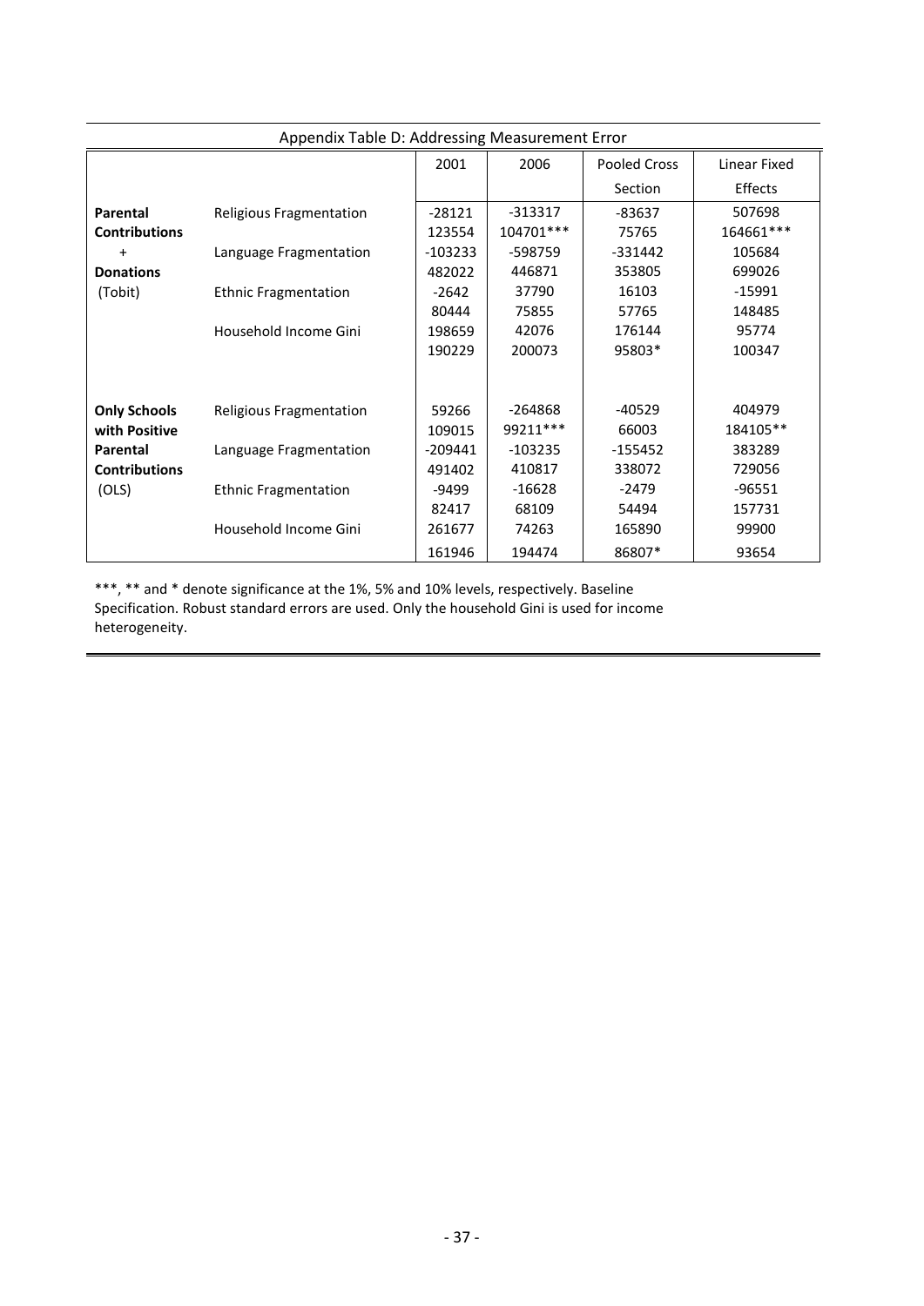Appendix Table D: Addressing Measurement Error

| | | 2001 | 2006 | Pooled Cross Section | Linear Fixed Effects |
|---|---|---|---|---|---|
| **Parental Contributions + Donations** (Tobit) | Religious Fragmentation | -28121 | -313317 | -83637 | 507698 |
| | | 123554 | 104701*** | 75765 | 164661*** |
| | Language Fragmentation | -103233 | -598759 | -331442 | 105684 |
| | | 482022 | 446871 | 353805 | 699026 |
| | Ethnic Fragmentation | -2642 | 37790 | 16103 | -15991 |
| | | 80444 | 75855 | 57765 | 148485 |
| | Household Income Gini | 198659 | 42076 | 176144 | 95774 |
| | | 190229 | 200073 | 95803* | 100347 |
| **Only Schools with Positive Parental Contributions** (OLS) | Religious Fragmentation | 59266 | -264868 | -40529 | 404979 |
| | | 109015 | 99211*** | 66003 | 184105** |
| | Language Fragmentation | -209441 | -103235 | -155452 | 383289 |
| | | 491402 | 410817 | 338072 | 729056 |
| | Ethnic Fragmentation | -9499 | -16628 | -2479 | -96551 |
| | | 82417 | 68109 | 54494 | 157731 |
| | Household Income Gini | 261677 | 74263 | 165890 | 99900 |
| | | 161946 | 194474 | 86807* | 93654 |

***, ** and * denote significance at the 1%, 5% and 10% levels, respectively. Baseline Specification. Robust standard errors are used. Only the household Gini is used for income heterogeneity.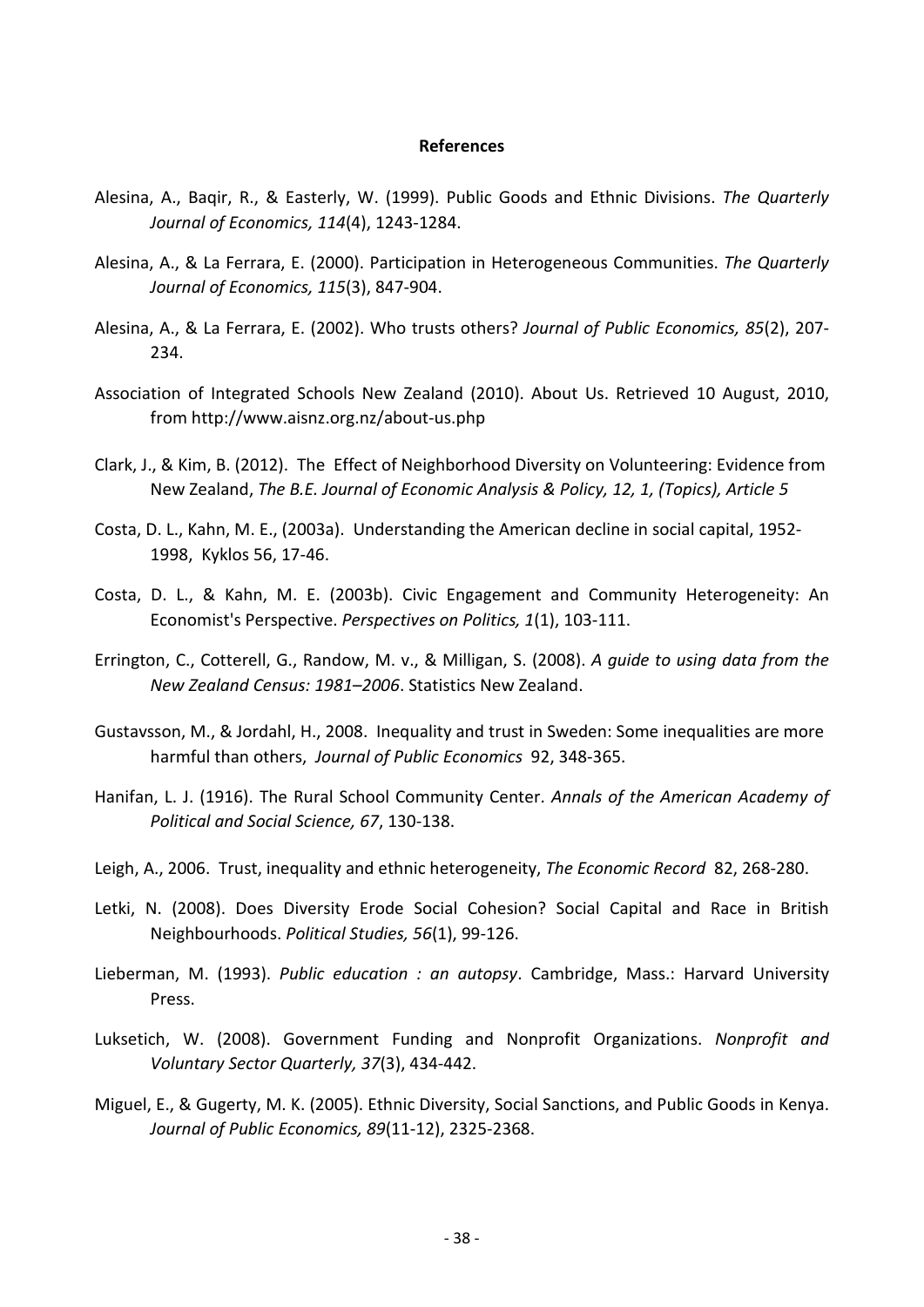**References**

Alesina, A., Baqir, R., & Easterly, W. (1999). Public Goods and Ethnic Divisions. *The Quarterly Journal of Economics, 114*(4), 1243-1284.

Alesina, A., & La Ferrara, E. (2000). Participation in Heterogeneous Communities. *The Quarterly Journal of Economics, 115*(3), 847-904.

Alesina, A., & La Ferrara, E. (2002). Who trusts others? *Journal of Public Economics, 85*(2), 207-234.

Association of Integrated Schools New Zealand (2010). About Us. Retrieved 10 August, 2010, from http://www.aisnz.org.nz/about-us.php

Clark, J., & Kim, B. (2012). The Effect of Neighborhood Diversity on Volunteering: Evidence from New Zealand, *The B.E. Journal of Economic Analysis & Policy, 12, 1, (Topics), Article 5*

Costa, D. L., Kahn, M. E., (2003a). Understanding the American decline in social capital, 1952-1998, Kyklos 56, 17-46.

Costa, D. L., & Kahn, M. E. (2003b). Civic Engagement and Community Heterogeneity: An Economist's Perspective. *Perspectives on Politics, 1*(1), 103-111.

Errington, C., Cotterell, G., Randow, M. v., & Milligan, S. (2008). *A guide to using data from the New Zealand Census: 1981–2006*. Statistics New Zealand.

Gustavsson, M., & Jordahl, H., 2008. Inequality and trust in Sweden: Some inequalities are more harmful than others, *Journal of Public Economics* 92, 348-365.

Hanifan, L. J. (1916). The Rural School Community Center. *Annals of the American Academy of Political and Social Science, 67*, 130-138.

Leigh, A., 2006. Trust, inequality and ethnic heterogeneity, *The Economic Record* 82, 268-280.

Letki, N. (2008). Does Diversity Erode Social Cohesion? Social Capital and Race in British Neighbourhoods. *Political Studies, 56*(1), 99-126.

Lieberman, M. (1993). *Public education : an autopsy*. Cambridge, Mass.: Harvard University Press.

Luksetich, W. (2008). Government Funding and Nonprofit Organizations. *Nonprofit and Voluntary Sector Quarterly, 37*(3), 434-442.

Miguel, E., & Gugerty, M. K. (2005). Ethnic Diversity, Social Sanctions, and Public Goods in Kenya. *Journal of Public Economics, 89*(11-12), 2325-2368.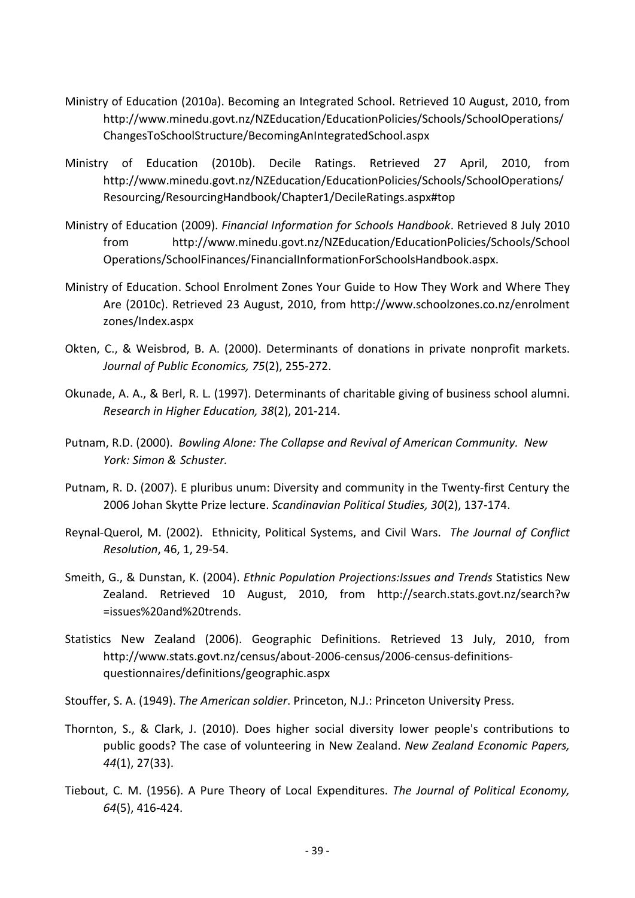Ministry of Education (2010a). Becoming an Integrated School. Retrieved 10 August, 2010, from http://www.minedu.govt.nz/NZEducation/EducationPolicies/Schools/SchoolOperations/ChangesToSchoolStructure/BecomingAnIntegratedSchool.aspx

Ministry of Education (2010b). Decile Ratings. Retrieved 27 April, 2010, from http://www.minedu.govt.nz/NZEducation/EducationPolicies/Schools/SchoolOperations/Resourcing/ResourcingHandbook/Chapter1/DecileRatings.aspx#top

Ministry of Education (2009). *Financial Information for Schools Handbook*. Retrieved 8 July 2010 from http://www.minedu.govt.nz/NZEducation/EducationPolicies/Schools/SchoolOperations/SchoolFinances/FinancialInformationForSchoolsHandbook.aspx.

Ministry of Education. School Enrolment Zones Your Guide to How They Work and Where They Are (2010c). Retrieved 23 August, 2010, from http://www.schoolzones.co.nz/enrolment zones/Index.aspx

Okten, C., & Weisbrod, B. A. (2000). Determinants of donations in private nonprofit markets. *Journal of Public Economics, 75*(2), 255-272.

Okunade, A. A., & Berl, R. L. (1997). Determinants of charitable giving of business school alumni. *Research in Higher Education, 38*(2), 201-214.

Putnam, R.D. (2000). *Bowling Alone: The Collapse and Revival of American Community. New York: Simon & Schuster.*

Putnam, R. D. (2007). E pluribus unum: Diversity and community in the Twenty-first Century the 2006 Johan Skytte Prize lecture. *Scandinavian Political Studies, 30*(2), 137-174.

Reynal-Querol, M. (2002). Ethnicity, Political Systems, and Civil Wars. *The Journal of Conflict Resolution*, 46, 1, 29-54.

Smeith, G., & Dunstan, K. (2004). *Ethnic Population Projections:Issues and Trends* Statistics New Zealand. Retrieved 10 August, 2010, from http://search.stats.govt.nz/search?w=issues%20and%20trends.

Statistics New Zealand (2006). Geographic Definitions. Retrieved 13 July, 2010, from http://www.stats.govt.nz/census/about-2006-census/2006-census-definitions-questionnaires/definitions/geographic.aspx

Stouffer, S. A. (1949). *The American soldier*. Princeton, N.J.: Princeton University Press.

Thornton, S., & Clark, J. (2010). Does higher social diversity lower people's contributions to public goods? The case of volunteering in New Zealand. *New Zealand Economic Papers, 44*(1), 27(33).

Tiebout, C. M. (1956). A Pure Theory of Local Expenditures. *The Journal of Political Economy, 64*(5), 416-424.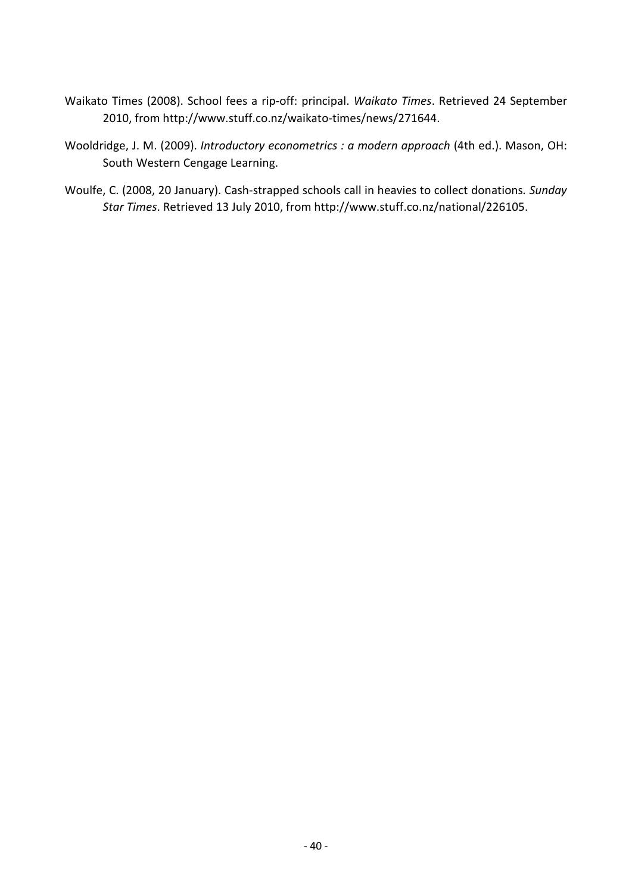Waikato Times (2008). School fees a rip-off: principal. *Waikato Times*. Retrieved 24 September 2010, from http://www.stuff.co.nz/waikato-times/news/271644.

Wooldridge, J. M. (2009). *Introductory econometrics : a modern approach* (4th ed.). Mason, OH: South Western Cengage Learning.

Woulfe, C. (2008, 20 January). Cash-strapped schools call in heavies to collect donations. *Sunday Star Times*. Retrieved 13 July 2010, from http://www.stuff.co.nz/national/226105.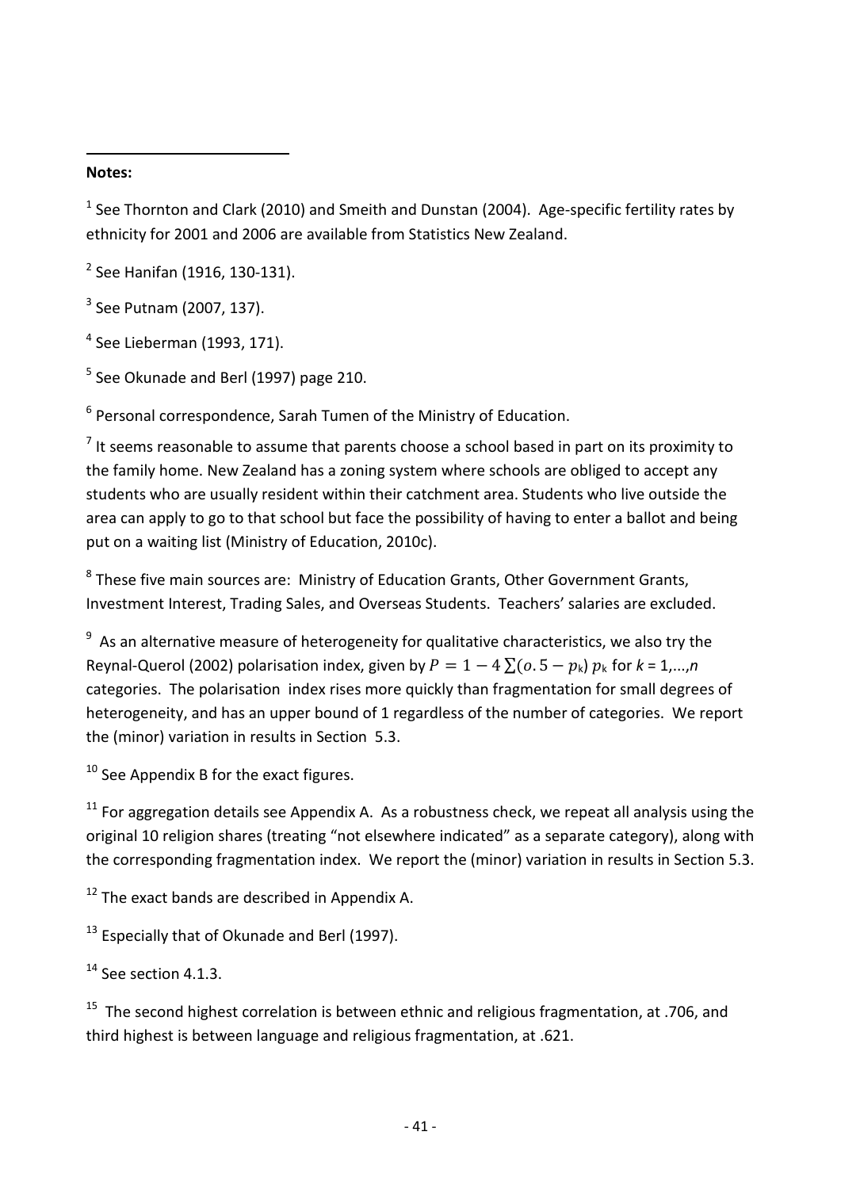**Notes:**

[1] See Thornton and Clark (2010) and Smeith and Dunstan (2004). Age-specific fertility rates by ethnicity for 2001 and 2006 are available from Statistics New Zealand.

[2] See Hanifan (1916, 130-131).

[3] See Putnam (2007, 137).

[4] See Lieberman (1993, 171).

[5] See Okunade and Berl (1997) page 210.

[6] Personal correspondence, Sarah Tumen of the Ministry of Education.

[7] It seems reasonable to assume that parents choose a school based in part on its proximity to the family home. New Zealand has a zoning system where schools are obliged to accept any students who are usually resident within their catchment area. Students who live outside the area can apply to go to that school but face the possibility of having to enter a ballot and being put on a waiting list (Ministry of Education, 2010c).

[8] These five main sources are: Ministry of Education Grants, Other Government Grants, Investment Interest, Trading Sales, and Overseas Students. Teachers' salaries are excluded.

[9] As an alternative measure of heterogeneity for qualitative characteristics, we also try the Reynal-Querol (2002) polarisation index, given by $P = 1 - 4\sum(o.5 - p_k)\, p_k$ for $k = 1,\ldots,n$ categories. The polarisation index rises more quickly than fragmentation for small degrees of heterogeneity, and has an upper bound of 1 regardless of the number of categories. We report the (minor) variation in results in Section 5.3.

[10] See Appendix B for the exact figures.

[11] For aggregation details see Appendix A. As a robustness check, we repeat all analysis using the original 10 religion shares (treating "not elsewhere indicated" as a separate category), along with the corresponding fragmentation index. We report the (minor) variation in results in Section 5.3.

[12] The exact bands are described in Appendix A.

[13] Especially that of Okunade and Berl (1997).

[14] See section 4.1.3.

[15] The second highest correlation is between ethnic and religious fragmentation, at .706, and third highest is between language and religious fragmentation, at .621.